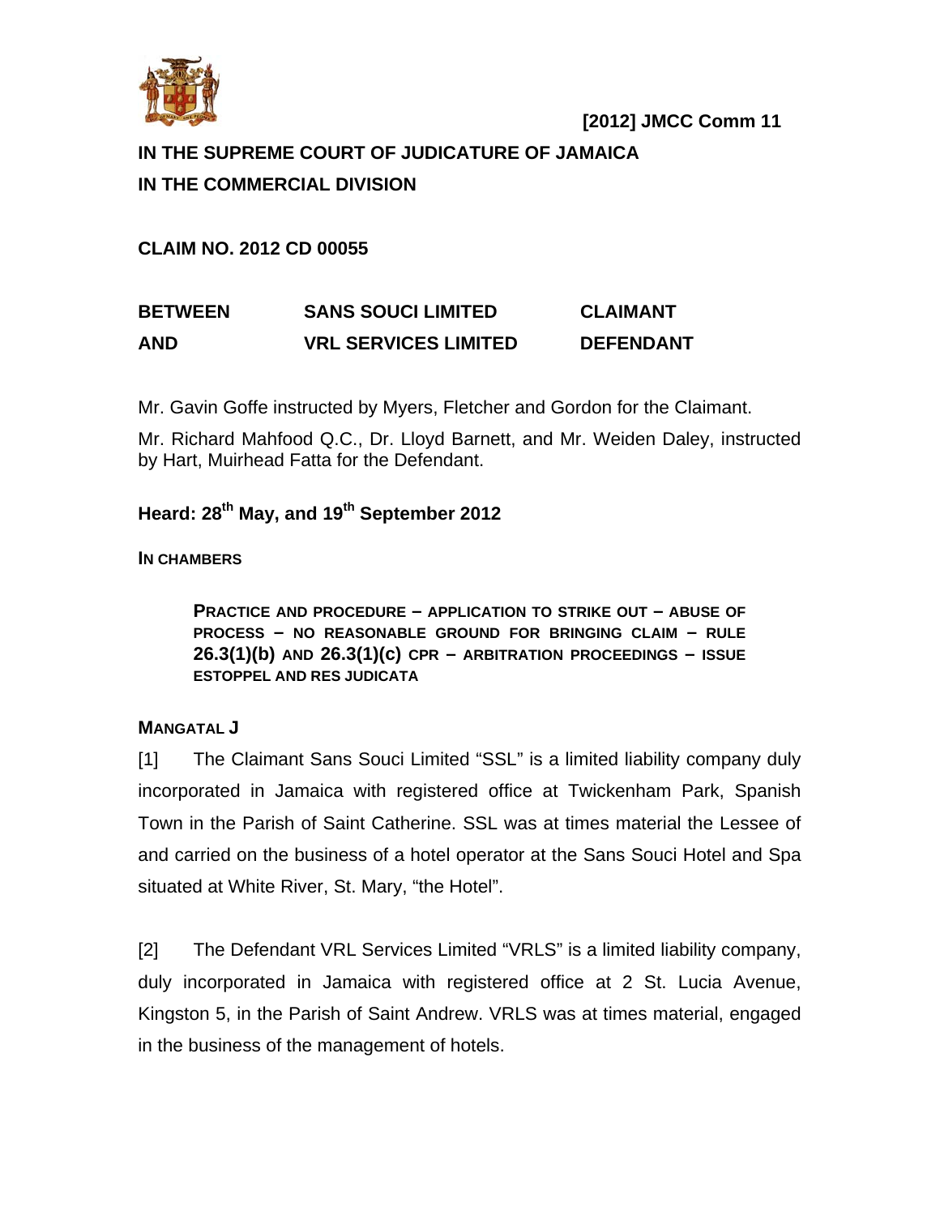**[2012] JMCC Comm 11**

**IN THE SUPREME COURT OF JUDICATURE OF JAMAICA**

**IN THE COMMERCIAL DIVISION**

**CLAIM NO. 2012 CD 00055**

| | | |
|---|---|---|
| **BETWEEN** | **SANS SOUCI LIMITED** | **CLAIMANT** |
| **AND** | **VRL SERVICES LIMITED** | **DEFENDANT** |

Mr. Gavin Goffe instructed by Myers, Fletcher and Gordon for the Claimant.

Mr. Richard Mahfood Q.C., Dr. Lloyd Barnett, and Mr. Weiden Daley, instructed by Hart, Muirhead Fatta for the Defendant.

**Heard: 28th May, and 19th September 2012**

**IN CHAMBERS**

> **PRACTICE AND PROCEDURE – APPLICATION TO STRIKE OUT – ABUSE OF PROCESS – NO REASONABLE GROUND FOR BRINGING CLAIM – RULE 26.3(1)(b) AND 26.3(1)(c) CPR – ARBITRATION PROCEEDINGS – ISSUE ESTOPPEL AND RES JUDICATA**

**MANGATAL J**

[1] The Claimant Sans Souci Limited "SSL" is a limited liability company duly incorporated in Jamaica with registered office at Twickenham Park, Spanish Town in the Parish of Saint Catherine. SSL was at times material the Lessee of and carried on the business of a hotel operator at the Sans Souci Hotel and Spa situated at White River, St. Mary, "the Hotel".

[2] The Defendant VRL Services Limited "VRLS" is a limited liability company, duly incorporated in Jamaica with registered office at 2 St. Lucia Avenue, Kingston 5, in the Parish of Saint Andrew. VRLS was at times material, engaged in the business of the management of hotels.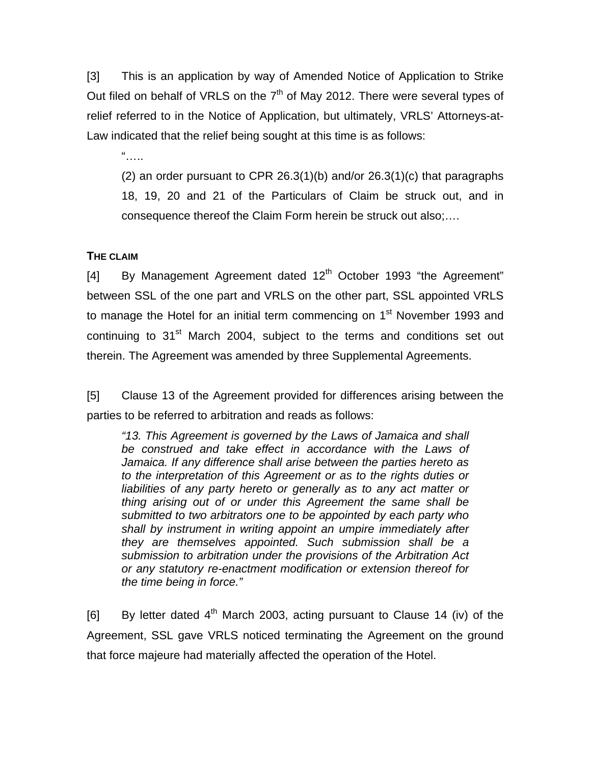[3] This is an application by way of Amended Notice of Application to Strike Out filed on behalf of VRLS on the 7th of May 2012. There were several types of relief referred to in the Notice of Application, but ultimately, VRLS' Attorneys-at-Law indicated that the relief being sought at this time is as follows:

> "…..
>
> (2) an order pursuant to CPR 26.3(1)(b) and/or 26.3(1)(c) that paragraphs 18, 19, 20 and 21 of the Particulars of Claim be struck out, and in consequence thereof the Claim Form herein be struck out also;….

**THE CLAIM**

[4] By Management Agreement dated 12th October 1993 "the Agreement" between SSL of the one part and VRLS on the other part, SSL appointed VRLS to manage the Hotel for an initial term commencing on 1st November 1993 and continuing to 31st March 2004, subject to the terms and conditions set out therein. The Agreement was amended by three Supplemental Agreements.

[5] Clause 13 of the Agreement provided for differences arising between the parties to be referred to arbitration and reads as follows:

> *"13. This Agreement is governed by the Laws of Jamaica and shall be construed and take effect in accordance with the Laws of Jamaica. If any difference shall arise between the parties hereto as to the interpretation of this Agreement or as to the rights duties or liabilities of any party hereto or generally as to any act matter or thing arising out of or under this Agreement the same shall be submitted to two arbitrators one to be appointed by each party who shall by instrument in writing appoint an umpire immediately after they are themselves appointed. Such submission shall be a submission to arbitration under the provisions of the Arbitration Act or any statutory re-enactment modification or extension thereof for the time being in force."*

[6] By letter dated 4th March 2003, acting pursuant to Clause 14 (iv) of the Agreement, SSL gave VRLS noticed terminating the Agreement on the ground that force majeure had materially affected the operation of the Hotel.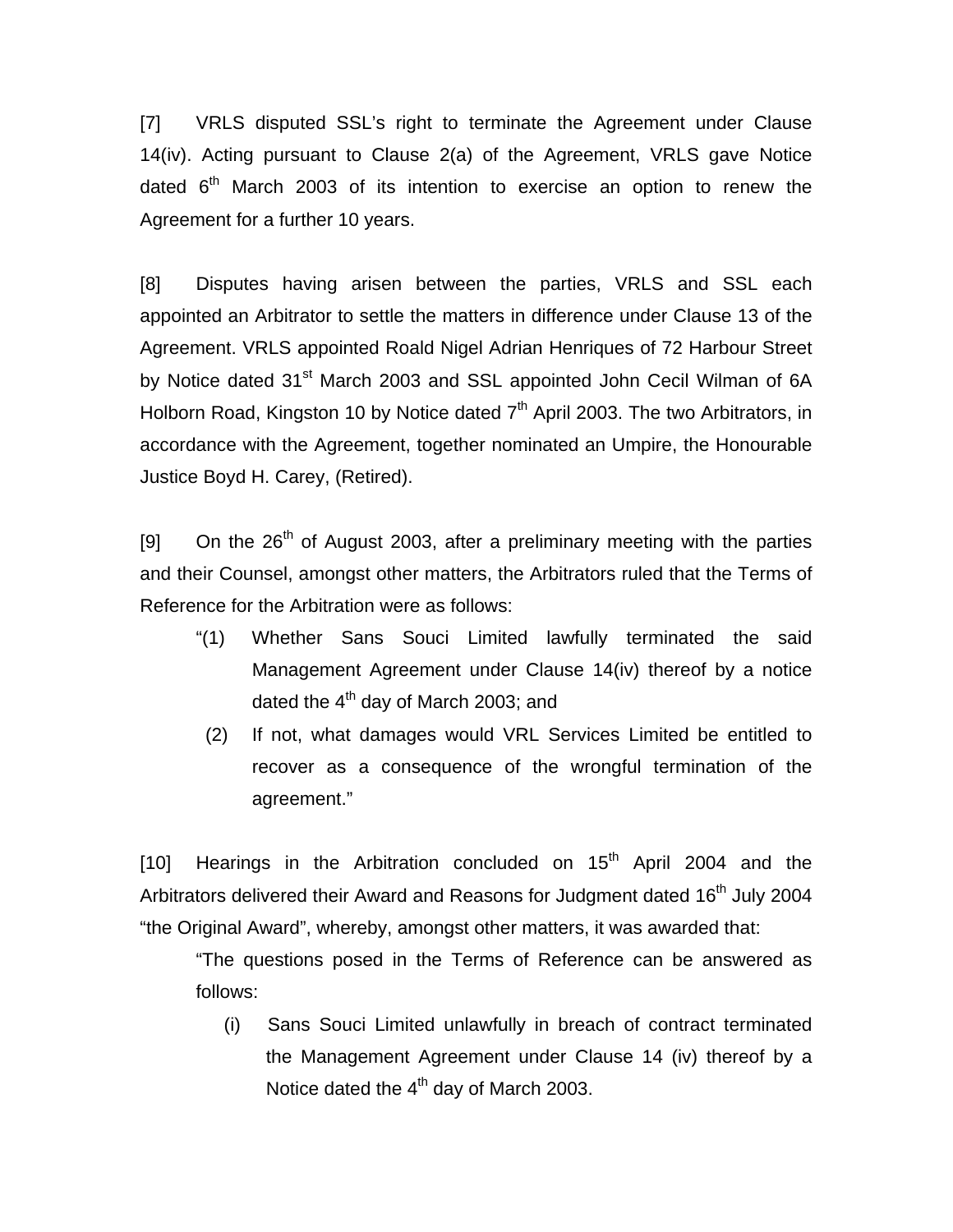[7] VRLS disputed SSL's right to terminate the Agreement under Clause 14(iv). Acting pursuant to Clause 2(a) of the Agreement, VRLS gave Notice dated 6th March 2003 of its intention to exercise an option to renew the Agreement for a further 10 years.

[8] Disputes having arisen between the parties, VRLS and SSL each appointed an Arbitrator to settle the matters in difference under Clause 13 of the Agreement. VRLS appointed Roald Nigel Adrian Henriques of 72 Harbour Street by Notice dated 31st March 2003 and SSL appointed John Cecil Wilman of 6A Holborn Road, Kingston 10 by Notice dated 7th April 2003. The two Arbitrators, in accordance with the Agreement, together nominated an Umpire, the Honourable Justice Boyd H. Carey, (Retired).

[9] On the 26th of August 2003, after a preliminary meeting with the parties and their Counsel, amongst other matters, the Arbitrators ruled that the Terms of Reference for the Arbitration were as follows:

> "(1) Whether Sans Souci Limited lawfully terminated the said Management Agreement under Clause 14(iv) thereof by a notice dated the 4th day of March 2003; and
>
> (2) If not, what damages would VRL Services Limited be entitled to recover as a consequence of the wrongful termination of the agreement."

[10] Hearings in the Arbitration concluded on 15th April 2004 and the Arbitrators delivered their Award and Reasons for Judgment dated 16th July 2004 "the Original Award", whereby, amongst other matters, it was awarded that:

> "The questions posed in the Terms of Reference can be answered as follows:
>
> (i) Sans Souci Limited unlawfully in breach of contract terminated the Management Agreement under Clause 14 (iv) thereof by a Notice dated the 4th day of March 2003.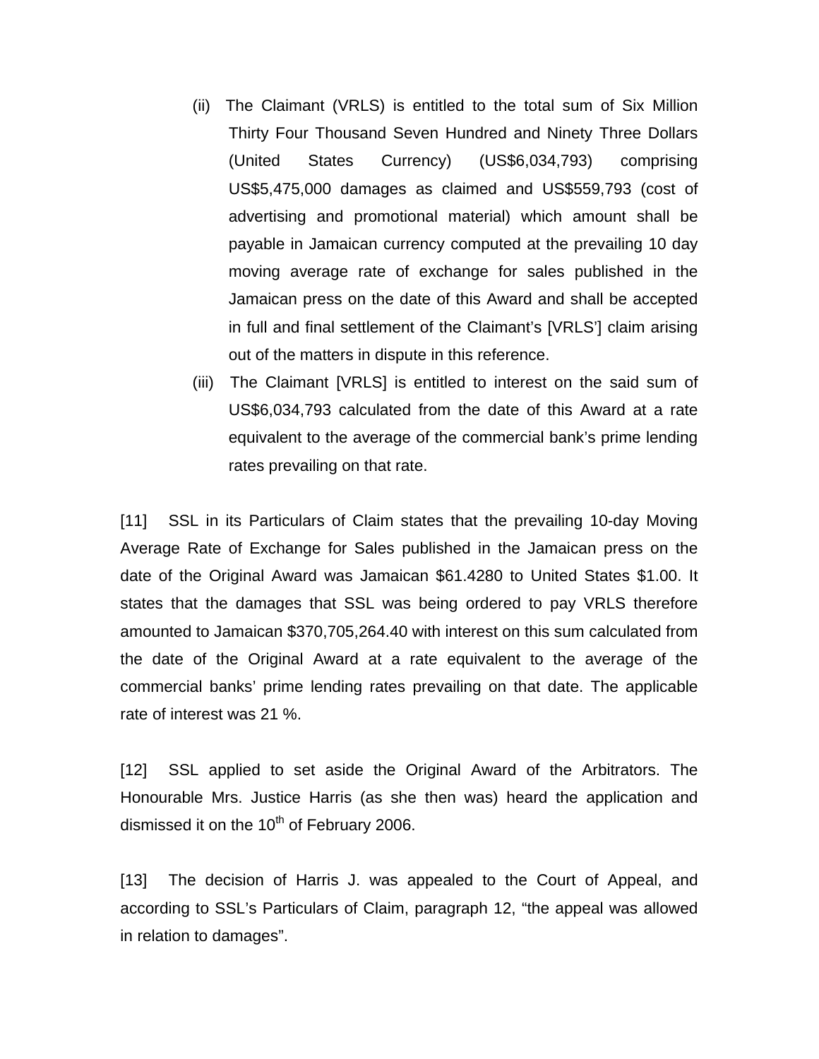(ii) The Claimant (VRLS) is entitled to the total sum of Six Million Thirty Four Thousand Seven Hundred and Ninety Three Dollars (United States Currency) (US$6,034,793) comprising US$5,475,000 damages as claimed and US$559,793 (cost of advertising and promotional material) which amount shall be payable in Jamaican currency computed at the prevailing 10 day moving average rate of exchange for sales published in the Jamaican press on the date of this Award and shall be accepted in full and final settlement of the Claimant's [VRLS'] claim arising out of the matters in dispute in this reference.

(iii) The Claimant [VRLS] is entitled to interest on the said sum of US$6,034,793 calculated from the date of this Award at a rate equivalent to the average of the commercial bank's prime lending rates prevailing on that rate.

[11] SSL in its Particulars of Claim states that the prevailing 10-day Moving Average Rate of Exchange for Sales published in the Jamaican press on the date of the Original Award was Jamaican $61.4280 to United States $1.00. It states that the damages that SSL was being ordered to pay VRLS therefore amounted to Jamaican $370,705,264.40 with interest on this sum calculated from the date of the Original Award at a rate equivalent to the average of the commercial banks' prime lending rates prevailing on that date. The applicable rate of interest was 21 %.

[12] SSL applied to set aside the Original Award of the Arbitrators. The Honourable Mrs. Justice Harris (as she then was) heard the application and dismissed it on the 10th of February 2006.

[13] The decision of Harris J. was appealed to the Court of Appeal, and according to SSL's Particulars of Claim, paragraph 12, "the appeal was allowed in relation to damages".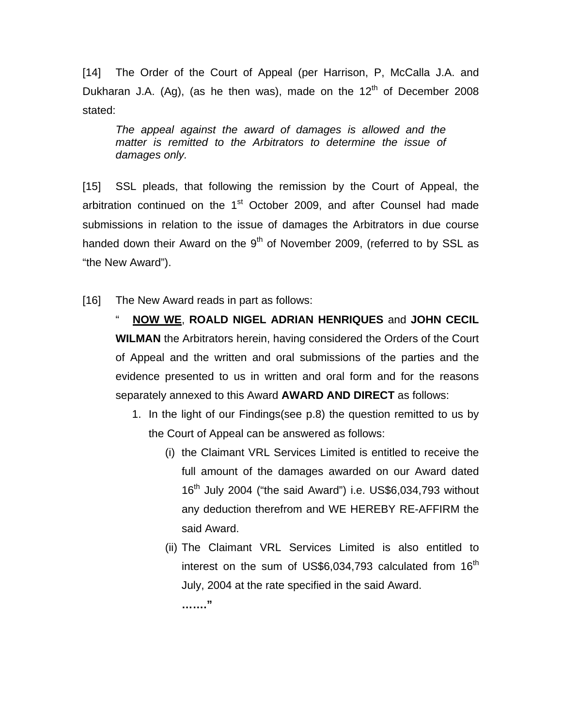[14] The Order of the Court of Appeal (per Harrison, P, McCalla J.A. and Dukharan J.A. (Ag), (as he then was), made on the 12th of December 2008 stated:

> *The appeal against the award of damages is allowed and the matter is remitted to the Arbitrators to determine the issue of damages only.*

[15] SSL pleads, that following the remission by the Court of Appeal, the arbitration continued on the 1st October 2009, and after Counsel had made submissions in relation to the issue of damages the Arbitrators in due course handed down their Award on the 9th of November 2009, (referred to by SSL as "the New Award").

[16] The New Award reads in part as follows:

> " **<u>NOW WE</u>**, **ROALD NIGEL ADRIAN HENRIQUES** and **JOHN CECIL WILMAN** the Arbitrators herein, having considered the Orders of the Court of Appeal and the written and oral submissions of the parties and the evidence presented to us in written and oral form and for the reasons separately annexed to this Award **AWARD AND DIRECT** as follows:
>
> 1. In the light of our Findings(see p.8) the question remitted to us by the Court of Appeal can be answered as follows:
>
>    (i) the Claimant VRL Services Limited is entitled to receive the full amount of the damages awarded on our Award dated 16th July 2004 ("the said Award") i.e. US$6,034,793 without any deduction therefrom and WE HEREBY RE-AFFIRM the said Award.
>
>    (ii) The Claimant VRL Services Limited is also entitled to interest on the sum of US$6,034,793 calculated from 16th July, 2004 at the rate specified in the said Award.
>
>    **……."**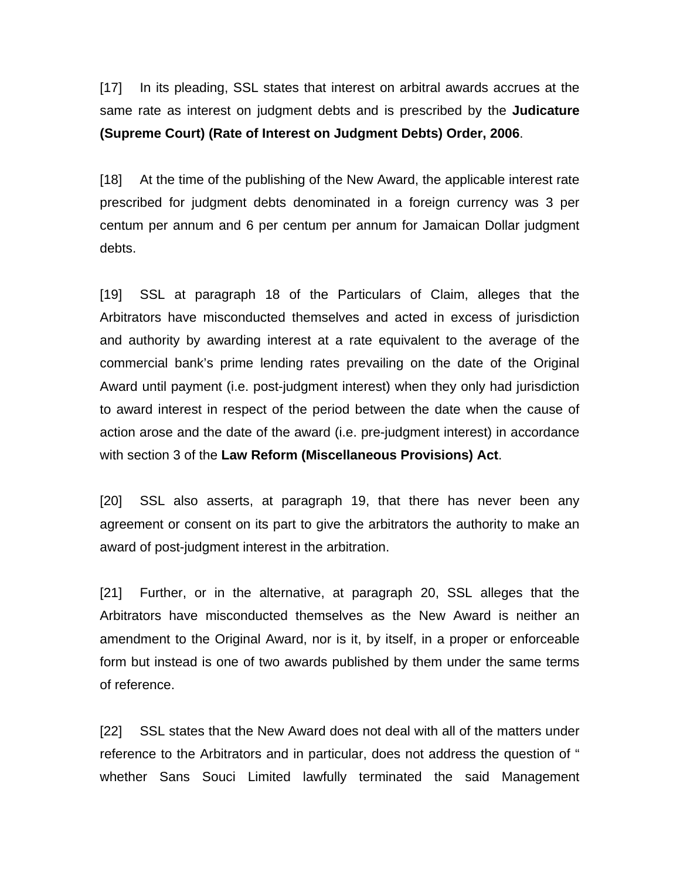[17] In its pleading, SSL states that interest on arbitral awards accrues at the same rate as interest on judgment debts and is prescribed by the **Judicature (Supreme Court) (Rate of Interest on Judgment Debts) Order, 2006**.

[18] At the time of the publishing of the New Award, the applicable interest rate prescribed for judgment debts denominated in a foreign currency was 3 per centum per annum and 6 per centum per annum for Jamaican Dollar judgment debts.

[19] SSL at paragraph 18 of the Particulars of Claim, alleges that the Arbitrators have misconducted themselves and acted in excess of jurisdiction and authority by awarding interest at a rate equivalent to the average of the commercial bank's prime lending rates prevailing on the date of the Original Award until payment (i.e. post-judgment interest) when they only had jurisdiction to award interest in respect of the period between the date when the cause of action arose and the date of the award (i.e. pre-judgment interest) in accordance with section 3 of the **Law Reform (Miscellaneous Provisions) Act**.

[20] SSL also asserts, at paragraph 19, that there has never been any agreement or consent on its part to give the arbitrators the authority to make an award of post-judgment interest in the arbitration.

[21] Further, or in the alternative, at paragraph 20, SSL alleges that the Arbitrators have misconducted themselves as the New Award is neither an amendment to the Original Award, nor is it, by itself, in a proper or enforceable form but instead is one of two awards published by them under the same terms of reference.

[22] SSL states that the New Award does not deal with all of the matters under reference to the Arbitrators and in particular, does not address the question of " whether Sans Souci Limited lawfully terminated the said Management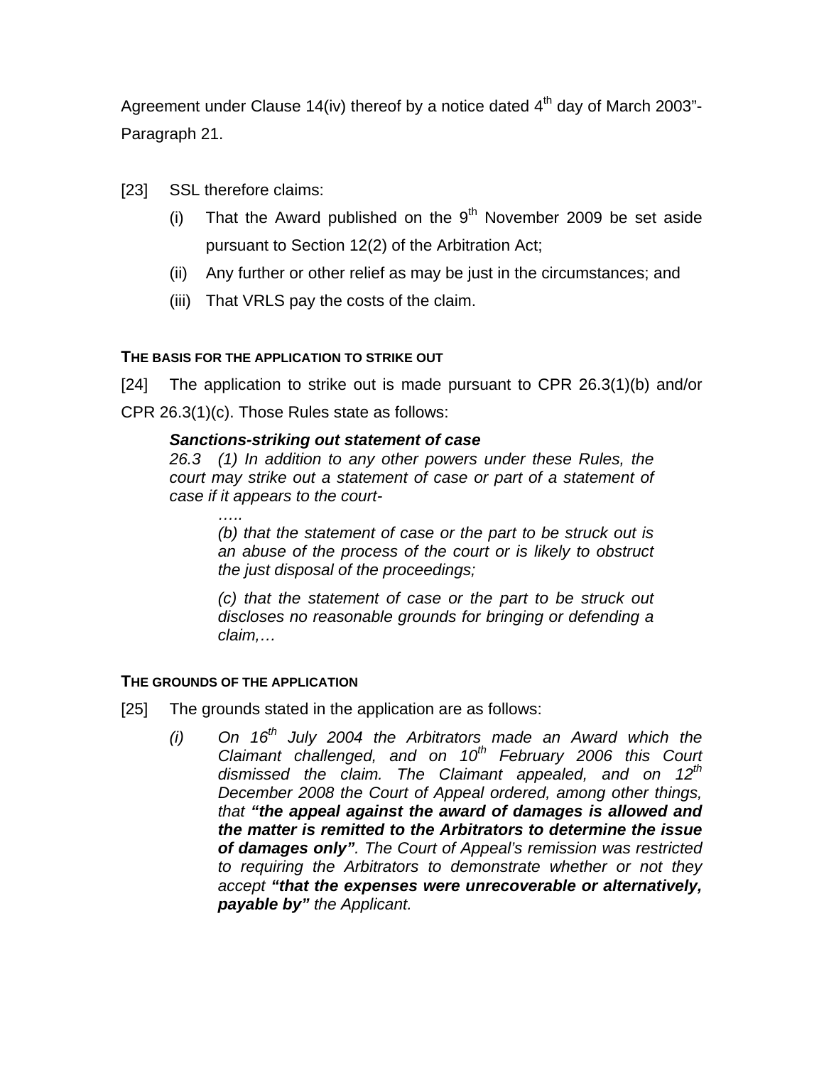Agreement under Clause 14(iv) thereof by a notice dated 4th day of March 2003"- Paragraph 21.

[23] SSL therefore claims:

(i) That the Award published on the 9th November 2009 be set aside pursuant to Section 12(2) of the Arbitration Act;

(ii) Any further or other relief as may be just in the circumstances; and

(iii) That VRLS pay the costs of the claim.

#### THE BASIS FOR THE APPLICATION TO STRIKE OUT

[24] The application to strike out is made pursuant to CPR 26.3(1)(b) and/or CPR 26.3(1)(c). Those Rules state as follows:

> ***Sanctions-striking out statement of case***
>
> *26.3 (1) In addition to any other powers under these Rules, the court may strike out a statement of case or part of a statement of case if it appears to the court-*
>
> *…..*
>
> *(b) that the statement of case or the part to be struck out is an abuse of the process of the court or is likely to obstruct the just disposal of the proceedings;*
>
> *(c) that the statement of case or the part to be struck out discloses no reasonable grounds for bringing or defending a claim,…*

#### THE GROUNDS OF THE APPLICATION

[25] The grounds stated in the application are as follows:

*(i) On 16th July 2004 the Arbitrators made an Award which the Claimant challenged, and on 10th February 2006 this Court dismissed the claim. The Claimant appealed, and on 12th December 2008 the Court of Appeal ordered, among other things, that* ***"the appeal against the award of damages is allowed and the matter is remitted to the Arbitrators to determine the issue of damages only"****. The Court of Appeal's remission was restricted to requiring the Arbitrators to demonstrate whether or not they accept* ***"that the expenses were unrecoverable or alternatively, payable by"*** *the Applicant.*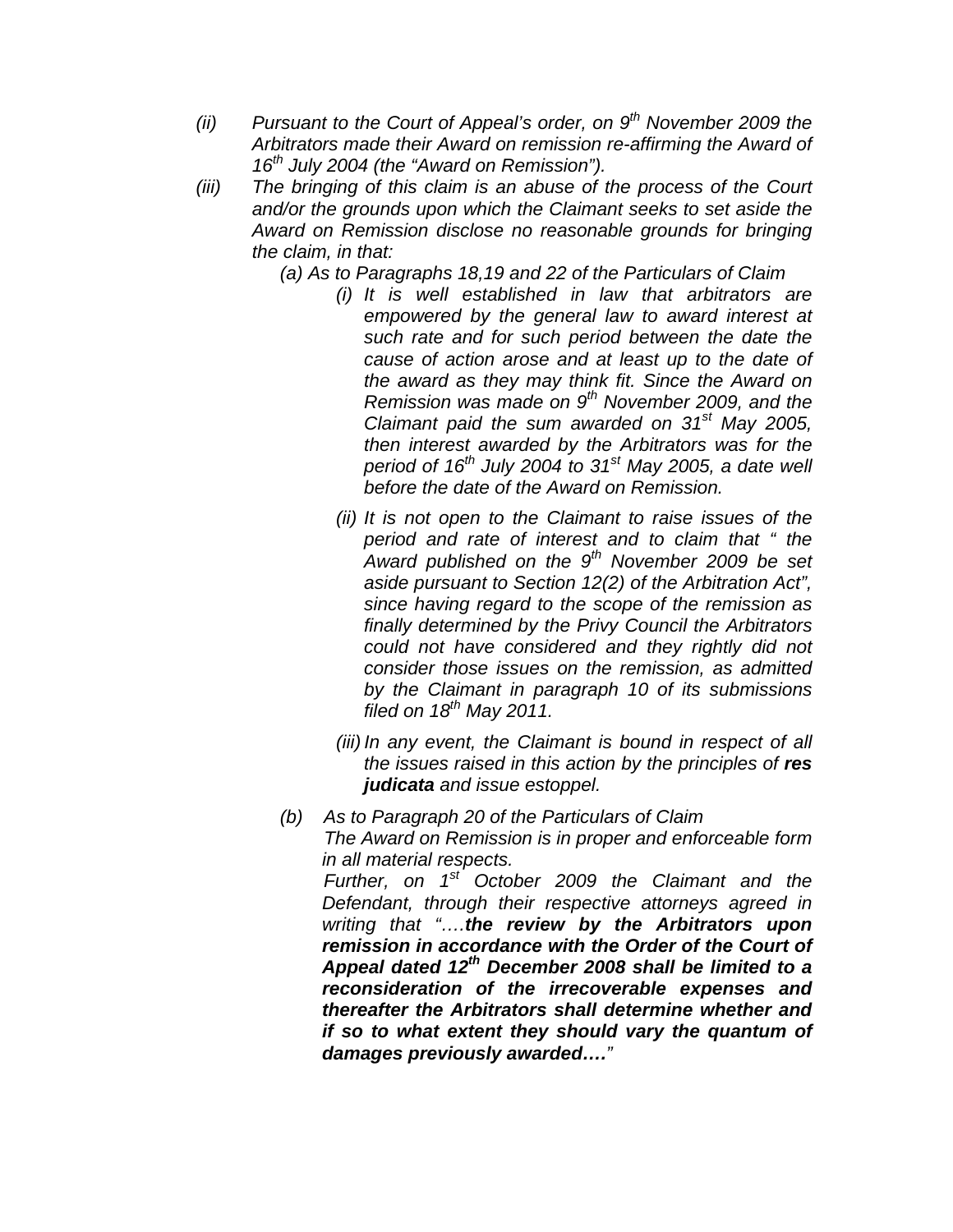*(ii) Pursuant to the Court of Appeal's order, on 9th November 2009 the Arbitrators made their Award on remission re-affirming the Award of 16th July 2004 (the "Award on Remission").*

*(iii) The bringing of this claim is an abuse of the process of the Court and/or the grounds upon which the Claimant seeks to set aside the Award on Remission disclose no reasonable grounds for bringing the claim, in that:*

*(a) As to Paragraphs 18,19 and 22 of the Particulars of Claim*

*(i) It is well established in law that arbitrators are empowered by the general law to award interest at such rate and for such period between the date the cause of action arose and at least up to the date of the award as they may think fit. Since the Award on Remission was made on 9th November 2009, and the Claimant paid the sum awarded on 31st May 2005, then interest awarded by the Arbitrators was for the period of 16th July 2004 to 31st May 2005, a date well before the date of the Award on Remission.*

*(ii) It is not open to the Claimant to raise issues of the period and rate of interest and to claim that " the Award published on the 9th November 2009 be set aside pursuant to Section 12(2) of the Arbitration Act", since having regard to the scope of the remission as finally determined by the Privy Council the Arbitrators could not have considered and they rightly did not consider those issues on the remission, as admitted by the Claimant in paragraph 10 of its submissions filed on 18th May 2011.*

*(iii) In any event, the Claimant is bound in respect of all the issues raised in this action by the principles of **res judicata** and issue estoppel.*

*(b) As to Paragraph 20 of the Particulars of Claim*

*The Award on Remission is in proper and enforceable form in all material respects.*

*Further, on 1st October 2009 the Claimant and the Defendant, through their respective attorneys agreed in writing that "….**the review by the Arbitrators upon remission in accordance with the Order of the Court of Appeal dated 12th December 2008 shall be limited to a reconsideration of the irrecoverable expenses and thereafter the Arbitrators shall determine whether and if so to what extent they should vary the quantum of damages previously awarded….**"*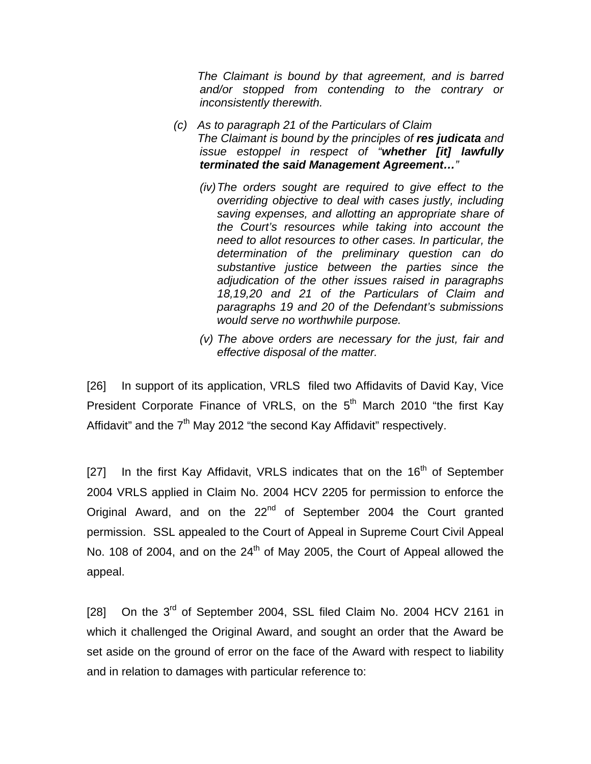*The Claimant is bound by that agreement, and is barred and/or stopped from contending to the contrary or inconsistently therewith.*

*(c) As to paragraph 21 of the Particulars of Claim*
*The Claimant is bound by the principles of* ***res judicata*** *and issue estoppel in respect of "****whether [it] lawfully terminated the said Management Agreement…****"*

*(iv) The orders sought are required to give effect to the overriding objective to deal with cases justly, including saving expenses, and allotting an appropriate share of the Court's resources while taking into account the need to allot resources to other cases. In particular, the determination of the preliminary question can do substantive justice between the parties since the adjudication of the other issues raised in paragraphs 18,19,20 and 21 of the Particulars of Claim and paragraphs 19 and 20 of the Defendant's submissions would serve no worthwhile purpose.*

*(v) The above orders are necessary for the just, fair and effective disposal of the matter.*

[26] In support of its application, VRLS filed two Affidavits of David Kay, Vice President Corporate Finance of VRLS, on the 5th March 2010 "the first Kay Affidavit" and the 7th May 2012 "the second Kay Affidavit" respectively.

[27] In the first Kay Affidavit, VRLS indicates that on the 16th of September 2004 VRLS applied in Claim No. 2004 HCV 2205 for permission to enforce the Original Award, and on the 22nd of September 2004 the Court granted permission. SSL appealed to the Court of Appeal in Supreme Court Civil Appeal No. 108 of 2004, and on the 24th of May 2005, the Court of Appeal allowed the appeal.

[28] On the 3rd of September 2004, SSL filed Claim No. 2004 HCV 2161 in which it challenged the Original Award, and sought an order that the Award be set aside on the ground of error on the face of the Award with respect to liability and in relation to damages with particular reference to: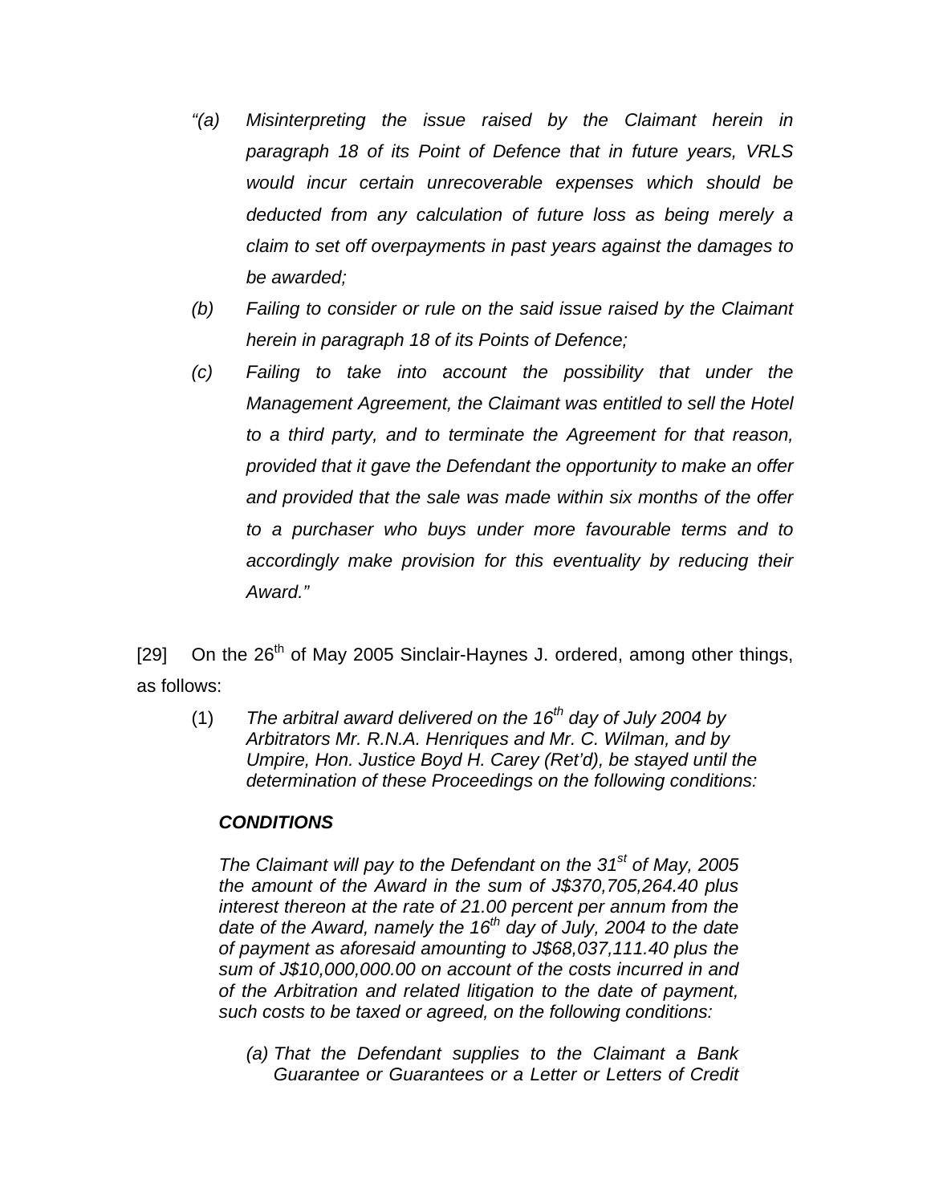*"(a) Misinterpreting the issue raised by the Claimant herein in paragraph 18 of its Point of Defence that in future years, VRLS would incur certain unrecoverable expenses which should be deducted from any calculation of future loss as being merely a claim to set off overpayments in past years against the damages to be awarded;*

*(b) Failing to consider or rule on the said issue raised by the Claimant herein in paragraph 18 of its Points of Defence;*

*(c) Failing to take into account the possibility that under the Management Agreement, the Claimant was entitled to sell the Hotel to a third party, and to terminate the Agreement for that reason, provided that it gave the Defendant the opportunity to make an offer and provided that the sale was made within six months of the offer to a purchaser who buys under more favourable terms and to accordingly make provision for this eventuality by reducing their Award."*

[29] On the 26th of May 2005 Sinclair-Haynes J. ordered, among other things, as follows:

(1) *The arbitral award delivered on the 16th day of July 2004 by Arbitrators Mr. R.N.A. Henriques and Mr. C. Wilman, and by Umpire, Hon. Justice Boyd H. Carey (Ret'd), be stayed until the determination of these Proceedings on the following conditions:*

***CONDITIONS***

*The Claimant will pay to the Defendant on the 31st of May, 2005 the amount of the Award in the sum of J$370,705,264.40 plus interest thereon at the rate of 21.00 percent per annum from the date of the Award, namely the 16th day of July, 2004 to the date of payment as aforesaid amounting to J$68,037,111.40 plus the sum of J$10,000,000.00 on account of the costs incurred in and of the Arbitration and related litigation to the date of payment, such costs to be taxed or agreed, on the following conditions:*

*(a) That the Defendant supplies to the Claimant a Bank Guarantee or Guarantees or a Letter or Letters of Credit*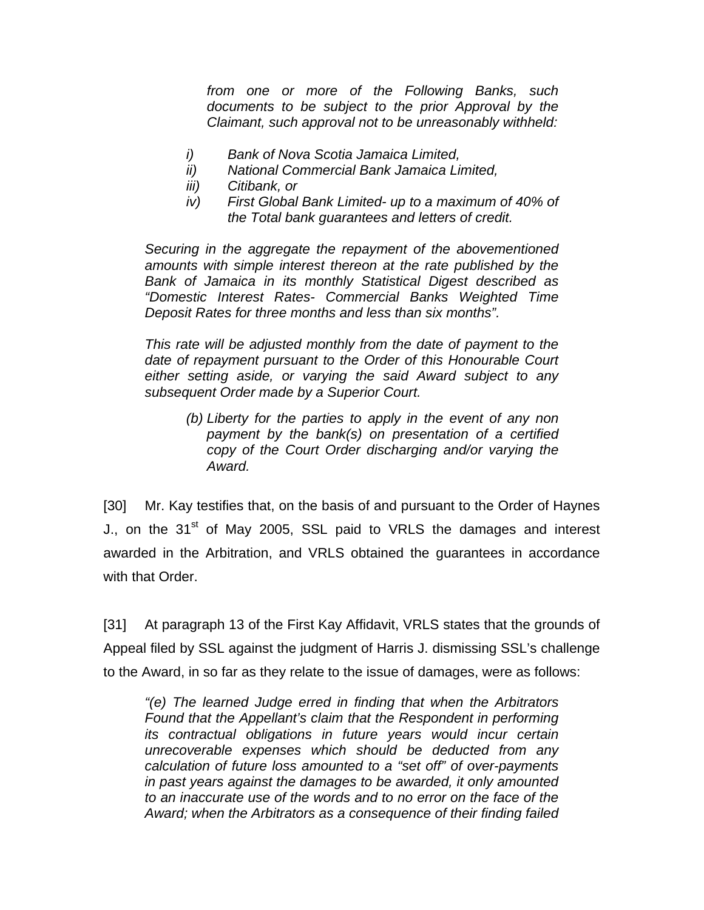*from one or more of the Following Banks, such documents to be subject to the prior Approval by the Claimant, such approval not to be unreasonably withheld:*

*i) Bank of Nova Scotia Jamaica Limited,*
*ii) National Commercial Bank Jamaica Limited,*
*iii) Citibank, or*
*iv) First Global Bank Limited- up to a maximum of 40% of the Total bank guarantees and letters of credit.*

*Securing in the aggregate the repayment of the abovementioned amounts with simple interest thereon at the rate published by the Bank of Jamaica in its monthly Statistical Digest described as "Domestic Interest Rates- Commercial Banks Weighted Time Deposit Rates for three months and less than six months".*

*This rate will be adjusted monthly from the date of payment to the date of repayment pursuant to the Order of this Honourable Court either setting aside, or varying the said Award subject to any subsequent Order made by a Superior Court.*

*(b) Liberty for the parties to apply in the event of any non payment by the bank(s) on presentation of a certified copy of the Court Order discharging and/or varying the Award.*

[30] Mr. Kay testifies that, on the basis of and pursuant to the Order of Haynes J., on the 31st of May 2005, SSL paid to VRLS the damages and interest awarded in the Arbitration, and VRLS obtained the guarantees in accordance with that Order.

[31] At paragraph 13 of the First Kay Affidavit, VRLS states that the grounds of Appeal filed by SSL against the judgment of Harris J. dismissing SSL's challenge to the Award, in so far as they relate to the issue of damages, were as follows:

*"(e) The learned Judge erred in finding that when the Arbitrators Found that the Appellant's claim that the Respondent in performing its contractual obligations in future years would incur certain unrecoverable expenses which should be deducted from any calculation of future loss amounted to a "set off" of over-payments in past years against the damages to be awarded, it only amounted to an inaccurate use of the words and to no error on the face of the Award; when the Arbitrators as a consequence of their finding failed*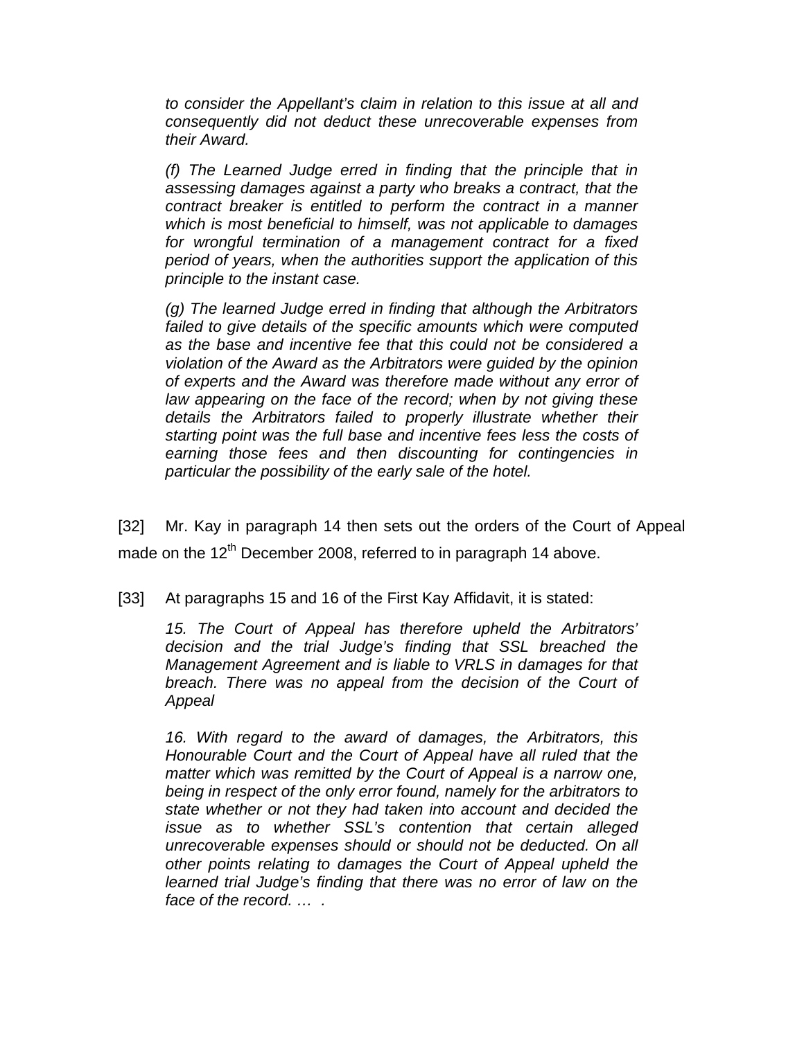*to consider the Appellant's claim in relation to this issue at all and consequently did not deduct these unrecoverable expenses from their Award.*

> *(f) The Learned Judge erred in finding that the principle that in assessing damages against a party who breaks a contract, that the contract breaker is entitled to perform the contract in a manner which is most beneficial to himself, was not applicable to damages for wrongful termination of a management contract for a fixed period of years, when the authorities support the application of this principle to the instant case.*

> *(g) The learned Judge erred in finding that although the Arbitrators failed to give details of the specific amounts which were computed as the base and incentive fee that this could not be considered a violation of the Award as the Arbitrators were guided by the opinion of experts and the Award was therefore made without any error of law appearing on the face of the record; when by not giving these details the Arbitrators failed to properly illustrate whether their starting point was the full base and incentive fees less the costs of earning those fees and then discounting for contingencies in particular the possibility of the early sale of the hotel.*

[32] Mr. Kay in paragraph 14 then sets out the orders of the Court of Appeal made on the 12th December 2008, referred to in paragraph 14 above.

[33] At paragraphs 15 and 16 of the First Kay Affidavit, it is stated:

> *15. The Court of Appeal has therefore upheld the Arbitrators' decision and the trial Judge's finding that SSL breached the Management Agreement and is liable to VRLS in damages for that breach. There was no appeal from the decision of the Court of Appeal*

> *16. With regard to the award of damages, the Arbitrators, this Honourable Court and the Court of Appeal have all ruled that the matter which was remitted by the Court of Appeal is a narrow one, being in respect of the only error found, namely for the arbitrators to state whether or not they had taken into account and decided the issue as to whether SSL's contention that certain alleged unrecoverable expenses should or should not be deducted. On all other points relating to damages the Court of Appeal upheld the learned trial Judge's finding that there was no error of law on the face of the record. … .*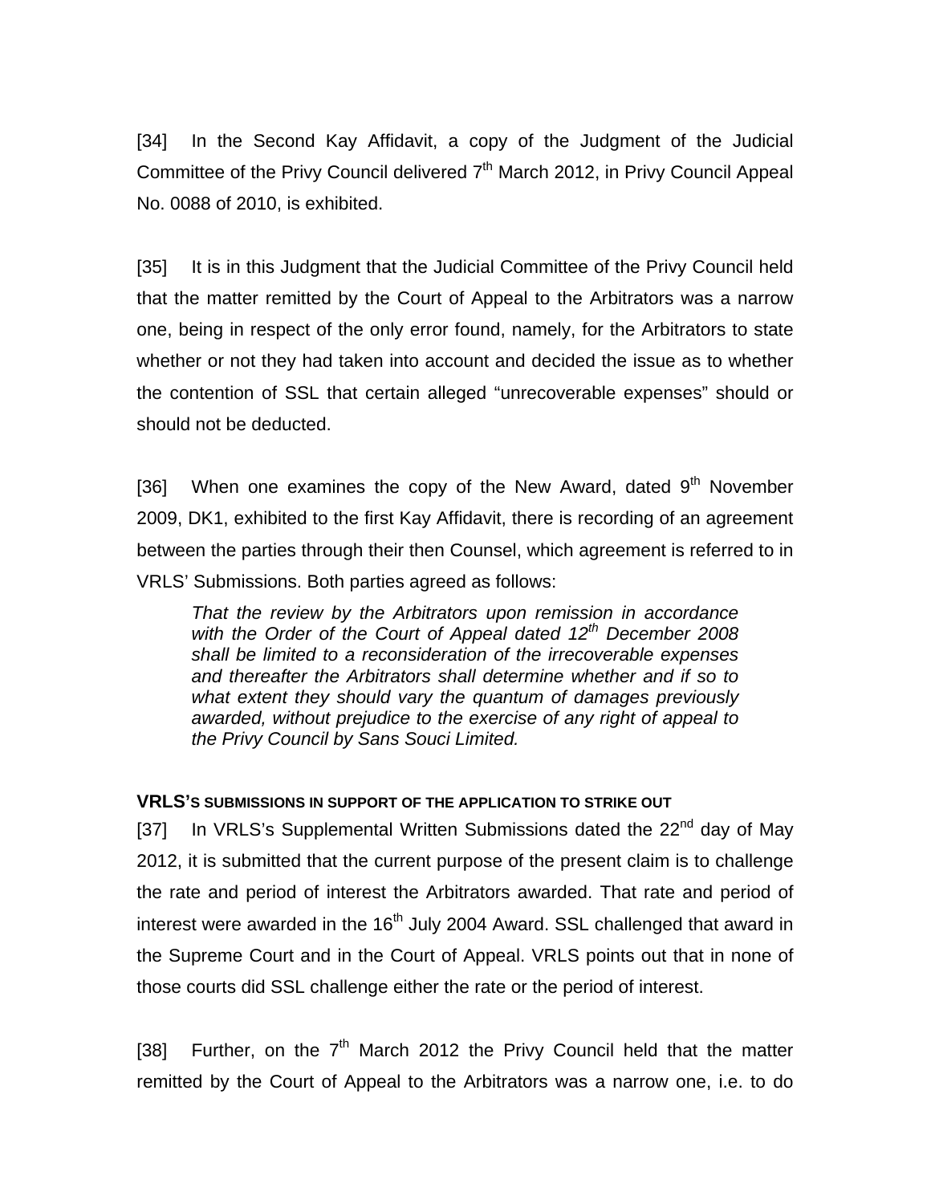[34] In the Second Kay Affidavit, a copy of the Judgment of the Judicial Committee of the Privy Council delivered 7th March 2012, in Privy Council Appeal No. 0088 of 2010, is exhibited.

[35] It is in this Judgment that the Judicial Committee of the Privy Council held that the matter remitted by the Court of Appeal to the Arbitrators was a narrow one, being in respect of the only error found, namely, for the Arbitrators to state whether or not they had taken into account and decided the issue as to whether the contention of SSL that certain alleged "unrecoverable expenses" should or should not be deducted.

[36] When one examines the copy of the New Award, dated 9th November 2009, DK1, exhibited to the first Kay Affidavit, there is recording of an agreement between the parties through their then Counsel, which agreement is referred to in VRLS' Submissions. Both parties agreed as follows:

> *That the review by the Arbitrators upon remission in accordance with the Order of the Court of Appeal dated 12th December 2008 shall be limited to a reconsideration of the irrecoverable expenses and thereafter the Arbitrators shall determine whether and if so to what extent they should vary the quantum of damages previously awarded, without prejudice to the exercise of any right of appeal to the Privy Council by Sans Souci Limited.*

**VRLS'S SUBMISSIONS IN SUPPORT OF THE APPLICATION TO STRIKE OUT**

[37] In VRLS's Supplemental Written Submissions dated the 22nd day of May 2012, it is submitted that the current purpose of the present claim is to challenge the rate and period of interest the Arbitrators awarded. That rate and period of interest were awarded in the 16th July 2004 Award. SSL challenged that award in the Supreme Court and in the Court of Appeal. VRLS points out that in none of those courts did SSL challenge either the rate or the period of interest.

[38] Further, on the 7th March 2012 the Privy Council held that the matter remitted by the Court of Appeal to the Arbitrators was a narrow one, i.e. to do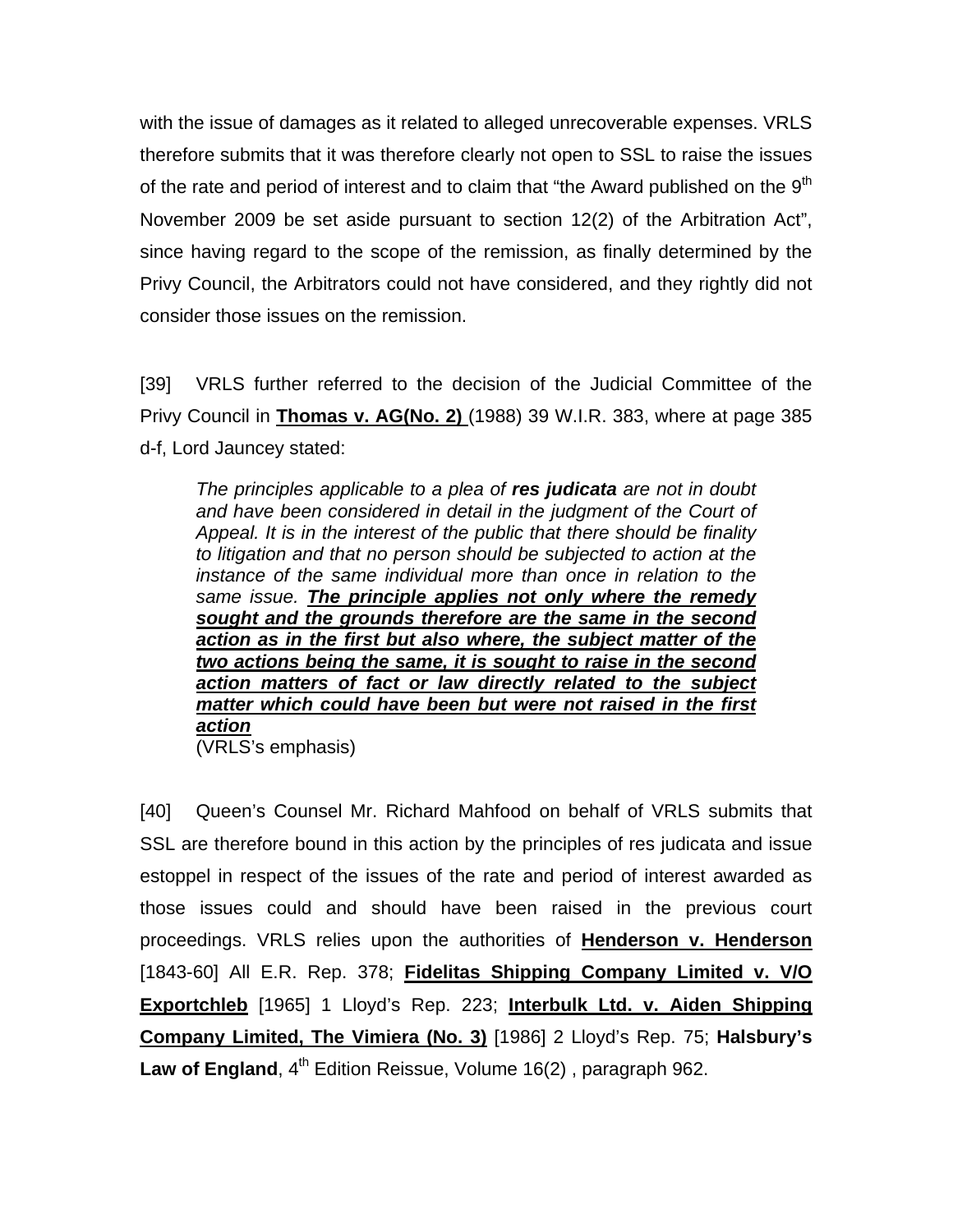with the issue of damages as it related to alleged unrecoverable expenses. VRLS therefore submits that it was therefore clearly not open to SSL to raise the issues of the rate and period of interest and to claim that "the Award published on the 9th November 2009 be set aside pursuant to section 12(2) of the Arbitration Act", since having regard to the scope of the remission, as finally determined by the Privy Council, the Arbitrators could not have considered, and they rightly did not consider those issues on the remission.

[39] VRLS further referred to the decision of the Judicial Committee of the Privy Council in **Thomas v. AG(No. 2)** (1988) 39 W.I.R. 383, where at page 385 d-f, Lord Jauncey stated:

> *The principles applicable to a plea of **res judicata** are not in doubt and have been considered in detail in the judgment of the Court of Appeal. It is in the interest of the public that there should be finality to litigation and that no person should be subjected to action at the instance of the same individual more than once in relation to the same issue. **The principle applies not only where the remedy sought and the grounds therefore are the same in the second action as in the first but also where, the subject matter of the two actions being the same, it is sought to raise in the second action matters of fact or law directly related to the subject matter which could have been but were not raised in the first action***
> (VRLS's emphasis)

[40] Queen's Counsel Mr. Richard Mahfood on behalf of VRLS submits that SSL are therefore bound in this action by the principles of res judicata and issue estoppel in respect of the issues of the rate and period of interest awarded as those issues could and should have been raised in the previous court proceedings. VRLS relies upon the authorities of **Henderson v. Henderson** [1843-60] All E.R. Rep. 378; **Fidelitas Shipping Company Limited v. V/O Exportchleb** [1965] 1 Lloyd's Rep. 223; **Interbulk Ltd. v. Aiden Shipping Company Limited, The Vimiera (No. 3)** [1986] 2 Lloyd's Rep. 75; **Halsbury's Law of England**, 4th Edition Reissue, Volume 16(2) , paragraph 962.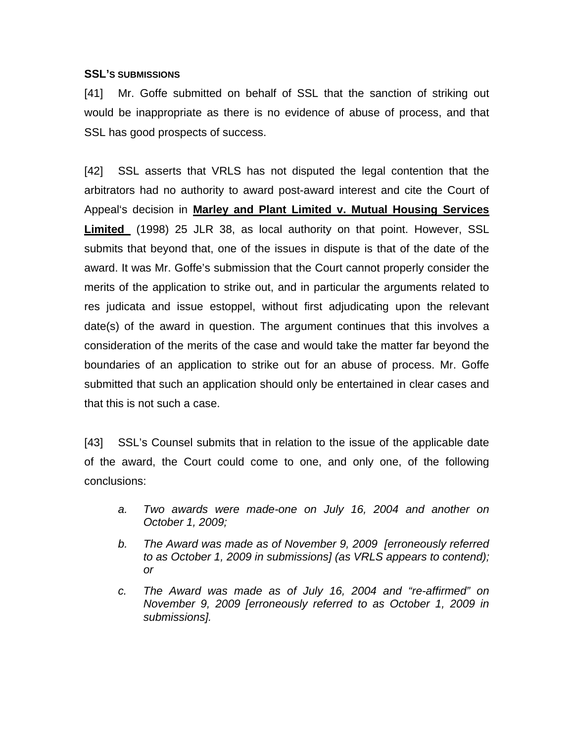**SSL'S SUBMISSIONS**

[41] Mr. Goffe submitted on behalf of SSL that the sanction of striking out would be inappropriate as there is no evidence of abuse of process, and that SSL has good prospects of success.

[42] SSL asserts that VRLS has not disputed the legal contention that the arbitrators had no authority to award post-award interest and cite the Court of Appeal's decision in **Marley and Plant Limited v. Mutual Housing Services Limited** (1998) 25 JLR 38, as local authority on that point. However, SSL submits that beyond that, one of the issues in dispute is that of the date of the award. It was Mr. Goffe's submission that the Court cannot properly consider the merits of the application to strike out, and in particular the arguments related to res judicata and issue estoppel, without first adjudicating upon the relevant date(s) of the award in question. The argument continues that this involves a consideration of the merits of the case and would take the matter far beyond the boundaries of an application to strike out for an abuse of process. Mr. Goffe submitted that such an application should only be entertained in clear cases and that this is not such a case.

[43] SSL's Counsel submits that in relation to the issue of the applicable date of the award, the Court could come to one, and only one, of the following conclusions:

a. *Two awards were made-one on July 16, 2004 and another on October 1, 2009;*

b. *The Award was made as of November 9, 2009 [erroneously referred to as October 1, 2009 in submissions] (as VRLS appears to contend); or*

c. *The Award was made as of July 16, 2004 and "re-affirmed" on November 9, 2009 [erroneously referred to as October 1, 2009 in submissions].*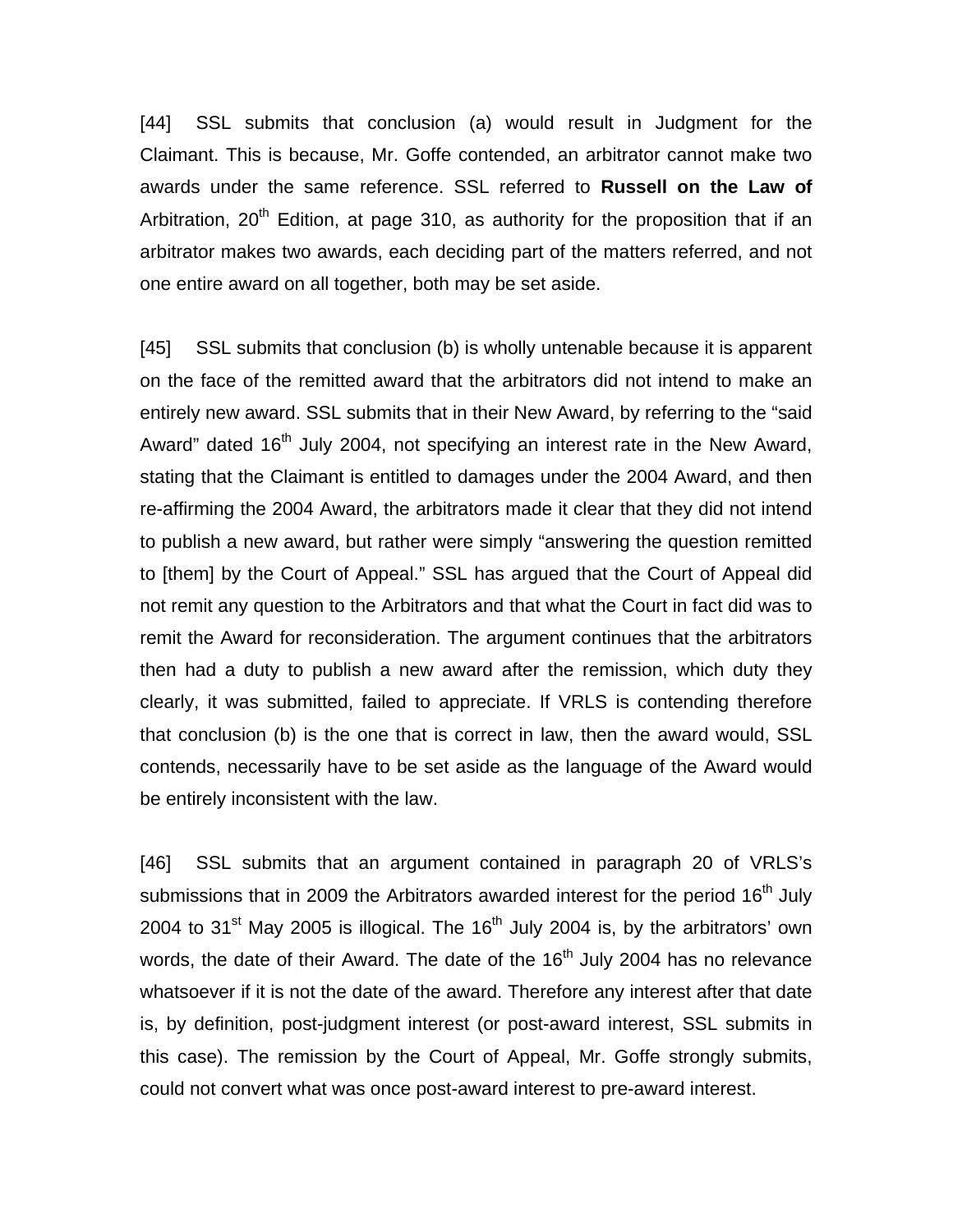[44] SSL submits that conclusion (a) would result in Judgment for the Claimant. This is because, Mr. Goffe contended, an arbitrator cannot make two awards under the same reference. SSL referred to **Russell on the Law of** Arbitration, 20th Edition, at page 310, as authority for the proposition that if an arbitrator makes two awards, each deciding part of the matters referred, and not one entire award on all together, both may be set aside.

[45] SSL submits that conclusion (b) is wholly untenable because it is apparent on the face of the remitted award that the arbitrators did not intend to make an entirely new award. SSL submits that in their New Award, by referring to the "said Award" dated 16th July 2004, not specifying an interest rate in the New Award, stating that the Claimant is entitled to damages under the 2004 Award, and then re-affirming the 2004 Award, the arbitrators made it clear that they did not intend to publish a new award, but rather were simply "answering the question remitted to [them] by the Court of Appeal." SSL has argued that the Court of Appeal did not remit any question to the Arbitrators and that what the Court in fact did was to remit the Award for reconsideration. The argument continues that the arbitrators then had a duty to publish a new award after the remission, which duty they clearly, it was submitted, failed to appreciate. If VRLS is contending therefore that conclusion (b) is the one that is correct in law, then the award would, SSL contends, necessarily have to be set aside as the language of the Award would be entirely inconsistent with the law.

[46] SSL submits that an argument contained in paragraph 20 of VRLS's submissions that in 2009 the Arbitrators awarded interest for the period 16th July 2004 to 31st May 2005 is illogical. The 16th July 2004 is, by the arbitrators' own words, the date of their Award. The date of the 16th July 2004 has no relevance whatsoever if it is not the date of the award. Therefore any interest after that date is, by definition, post-judgment interest (or post-award interest, SSL submits in this case). The remission by the Court of Appeal, Mr. Goffe strongly submits, could not convert what was once post-award interest to pre-award interest.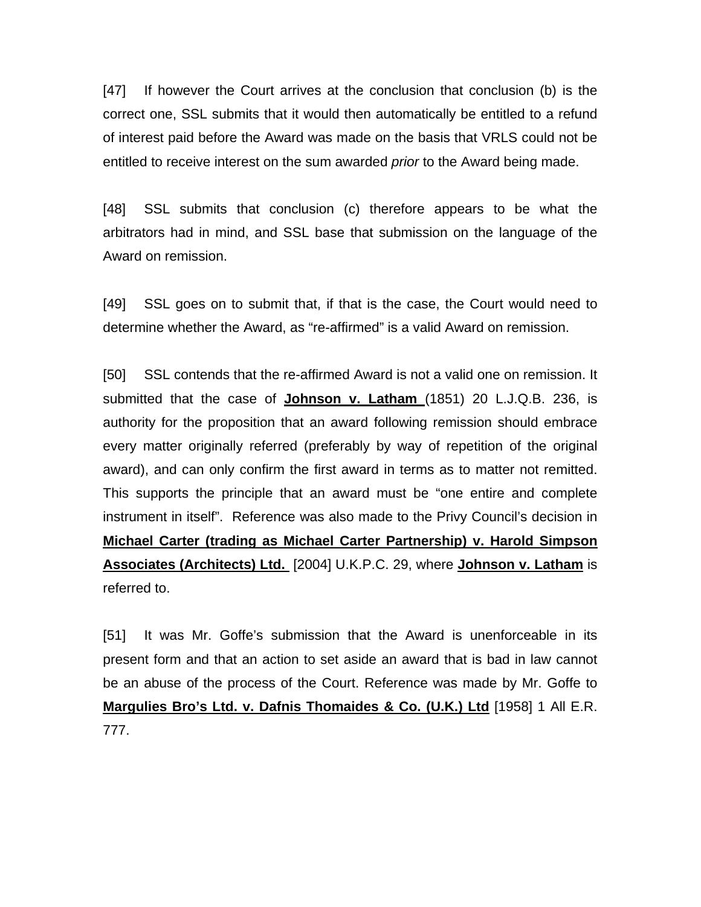[47] If however the Court arrives at the conclusion that conclusion (b) is the correct one, SSL submits that it would then automatically be entitled to a refund of interest paid before the Award was made on the basis that VRLS could not be entitled to receive interest on the sum awarded *prior* to the Award being made.

[48] SSL submits that conclusion (c) therefore appears to be what the arbitrators had in mind, and SSL base that submission on the language of the Award on remission.

[49] SSL goes on to submit that, if that is the case, the Court would need to determine whether the Award, as "re-affirmed" is a valid Award on remission.

[50] SSL contends that the re-affirmed Award is not a valid one on remission. It submitted that the case of **Johnson v. Latham** (1851) 20 L.J.Q.B. 236, is authority for the proposition that an award following remission should embrace every matter originally referred (preferably by way of repetition of the original award), and can only confirm the first award in terms as to matter not remitted. This supports the principle that an award must be "one entire and complete instrument in itself". Reference was also made to the Privy Council's decision in **Michael Carter (trading as Michael Carter Partnership) v. Harold Simpson Associates (Architects) Ltd.** [2004] U.K.P.C. 29, where **Johnson v. Latham** is referred to.

[51] It was Mr. Goffe's submission that the Award is unenforceable in its present form and that an action to set aside an award that is bad in law cannot be an abuse of the process of the Court. Reference was made by Mr. Goffe to **Margulies Bro's Ltd. v. Dafnis Thomaides & Co. (U.K.) Ltd** [1958] 1 All E.R. 777.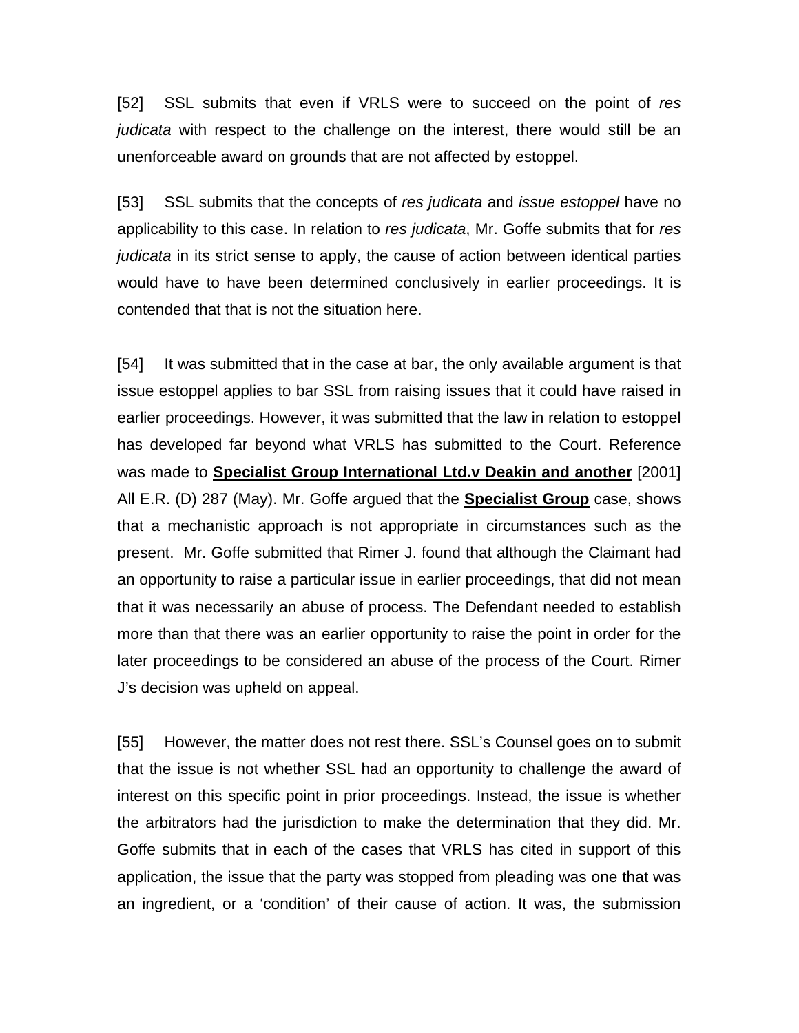[52] SSL submits that even if VRLS were to succeed on the point of *res judicata* with respect to the challenge on the interest, there would still be an unenforceable award on grounds that are not affected by estoppel.

[53] SSL submits that the concepts of *res judicata* and *issue estoppel* have no applicability to this case. In relation to *res judicata*, Mr. Goffe submits that for *res judicata* in its strict sense to apply, the cause of action between identical parties would have to have been determined conclusively in earlier proceedings. It is contended that that is not the situation here.

[54] It was submitted that in the case at bar, the only available argument is that issue estoppel applies to bar SSL from raising issues that it could have raised in earlier proceedings. However, it was submitted that the law in relation to estoppel has developed far beyond what VRLS has submitted to the Court. Reference was made to **Specialist Group International Ltd.v Deakin and another** [2001] All E.R. (D) 287 (May). Mr. Goffe argued that the **Specialist Group** case, shows that a mechanistic approach is not appropriate in circumstances such as the present. Mr. Goffe submitted that Rimer J. found that although the Claimant had an opportunity to raise a particular issue in earlier proceedings, that did not mean that it was necessarily an abuse of process. The Defendant needed to establish more than that there was an earlier opportunity to raise the point in order for the later proceedings to be considered an abuse of the process of the Court. Rimer J's decision was upheld on appeal.

[55] However, the matter does not rest there. SSL's Counsel goes on to submit that the issue is not whether SSL had an opportunity to challenge the award of interest on this specific point in prior proceedings. Instead, the issue is whether the arbitrators had the jurisdiction to make the determination that they did. Mr. Goffe submits that in each of the cases that VRLS has cited in support of this application, the issue that the party was stopped from pleading was one that was an ingredient, or a 'condition' of their cause of action. It was, the submission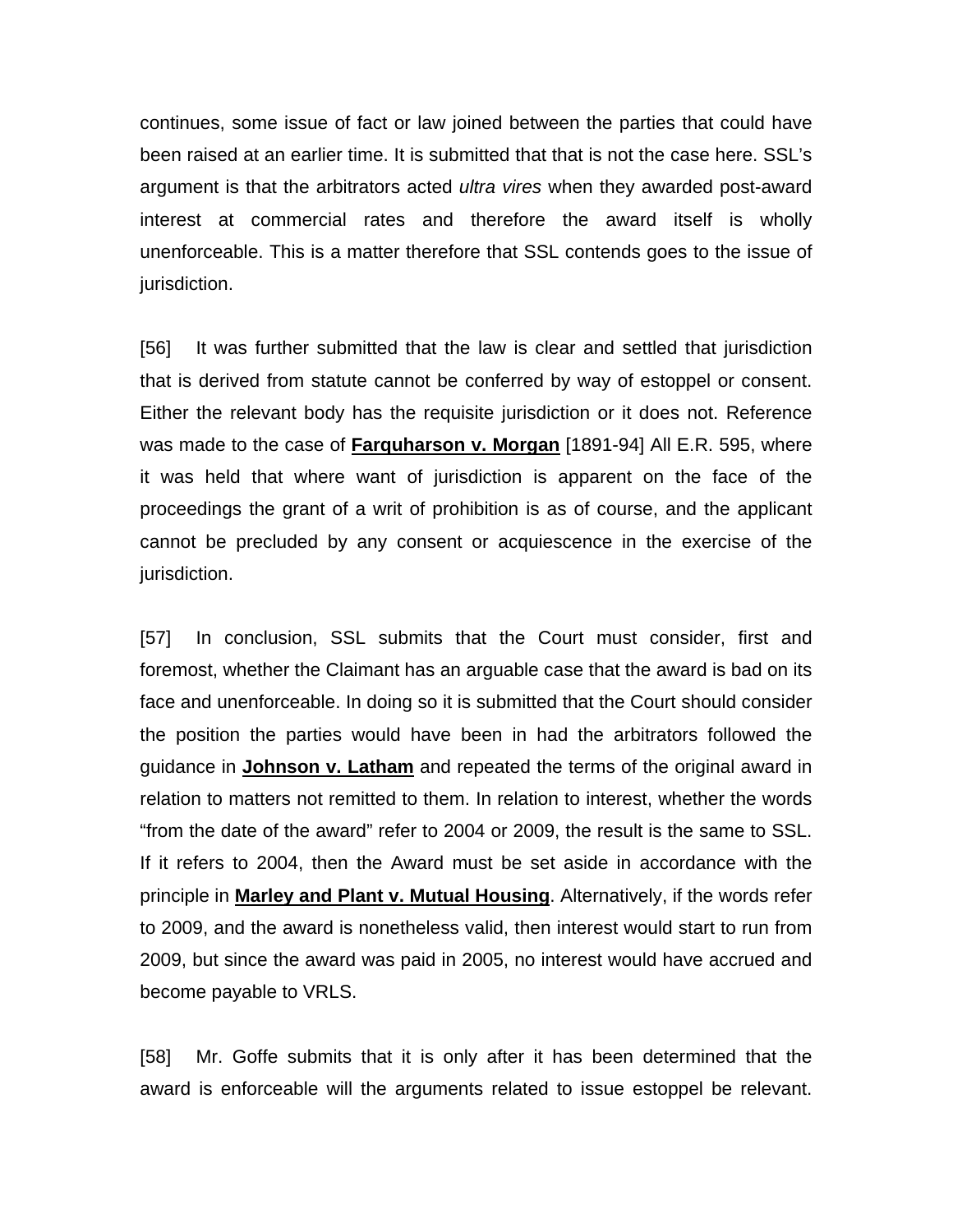continues, some issue of fact or law joined between the parties that could have been raised at an earlier time. It is submitted that that is not the case here. SSL's argument is that the arbitrators acted *ultra vires* when they awarded post-award interest at commercial rates and therefore the award itself is wholly unenforceable. This is a matter therefore that SSL contends goes to the issue of jurisdiction.

[56] It was further submitted that the law is clear and settled that jurisdiction that is derived from statute cannot be conferred by way of estoppel or consent. Either the relevant body has the requisite jurisdiction or it does not. Reference was made to the case of **Farquharson v. Morgan** [1891-94] All E.R. 595, where it was held that where want of jurisdiction is apparent on the face of the proceedings the grant of a writ of prohibition is as of course, and the applicant cannot be precluded by any consent or acquiescence in the exercise of the jurisdiction.

[57] In conclusion, SSL submits that the Court must consider, first and foremost, whether the Claimant has an arguable case that the award is bad on its face and unenforceable. In doing so it is submitted that the Court should consider the position the parties would have been in had the arbitrators followed the guidance in **Johnson v. Latham** and repeated the terms of the original award in relation to matters not remitted to them. In relation to interest, whether the words "from the date of the award" refer to 2004 or 2009, the result is the same to SSL. If it refers to 2004, then the Award must be set aside in accordance with the principle in **Marley and Plant v. Mutual Housing**. Alternatively, if the words refer to 2009, and the award is nonetheless valid, then interest would start to run from 2009, but since the award was paid in 2005, no interest would have accrued and become payable to VRLS.

[58] Mr. Goffe submits that it is only after it has been determined that the award is enforceable will the arguments related to issue estoppel be relevant.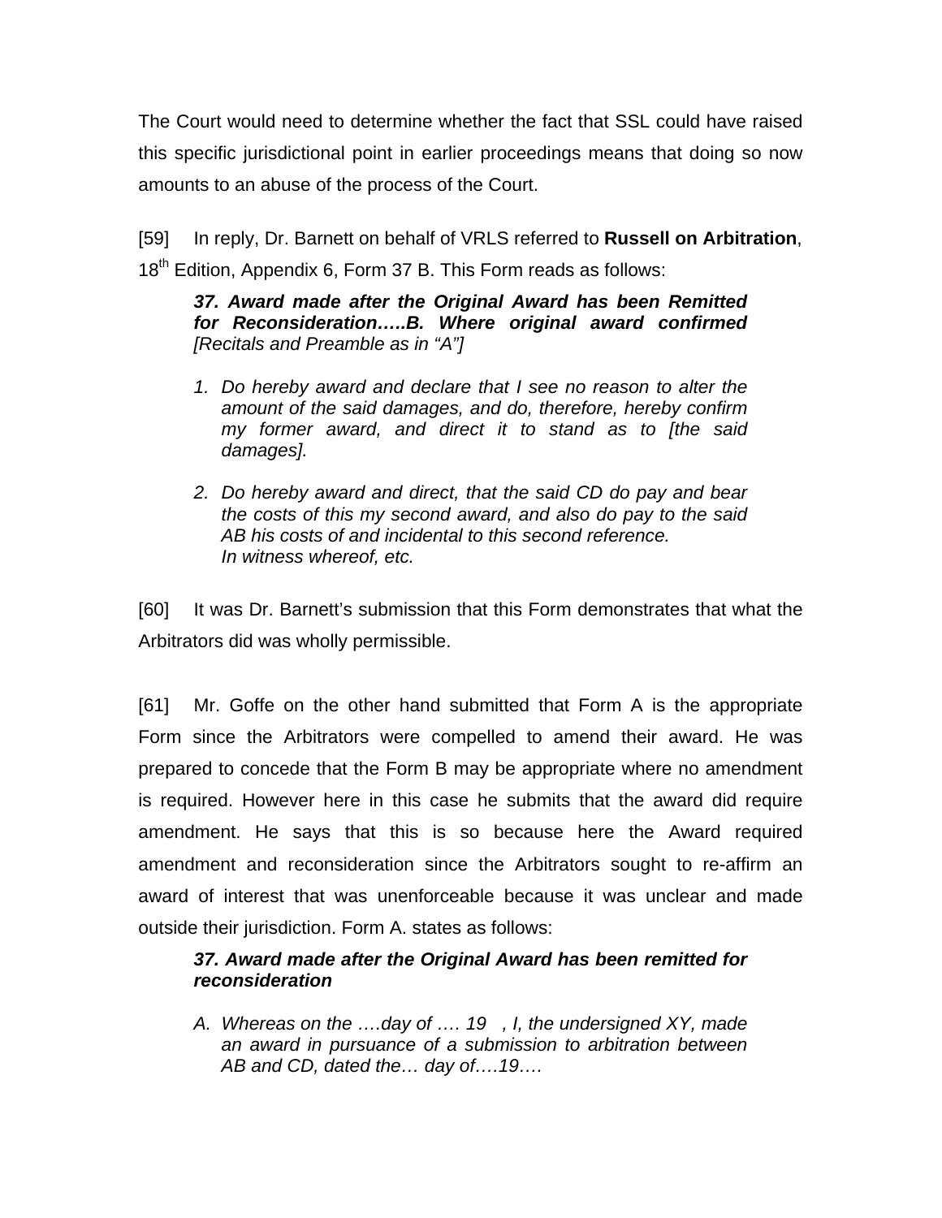The Court would need to determine whether the fact that SSL could have raised this specific jurisdictional point in earlier proceedings means that doing so now amounts to an abuse of the process of the Court.

[59] In reply, Dr. Barnett on behalf of VRLS referred to **Russell on Arbitration**, 18th Edition, Appendix 6, Form 37 B. This Form reads as follows:

> ***37. Award made after the Original Award has been Remitted for Reconsideration…..B. Where original award confirmed*** *[Recitals and Preamble as in "A"]*
>
> 1. *Do hereby award and declare that I see no reason to alter the amount of the said damages, and do, therefore, hereby confirm my former award, and direct it to stand as to [the said damages].*
>
> 2. *Do hereby award and direct, that the said CD do pay and bear the costs of this my second award, and also do pay to the said AB his costs of and incidental to this second reference.*
>    *In witness whereof, etc.*

[60] It was Dr. Barnett's submission that this Form demonstrates that what the Arbitrators did was wholly permissible.

[61] Mr. Goffe on the other hand submitted that Form A is the appropriate Form since the Arbitrators were compelled to amend their award. He was prepared to concede that the Form B may be appropriate where no amendment is required. However here in this case he submits that the award did require amendment. He says that this is so because here the Award required amendment and reconsideration since the Arbitrators sought to re-affirm an award of interest that was unenforceable because it was unclear and made outside their jurisdiction. Form A. states as follows:

> ***37. Award made after the Original Award has been remitted for reconsideration***
>
> A. *Whereas on the ….day of …. 19 , I, the undersigned XY, made an award in pursuance of a submission to arbitration between AB and CD, dated the… day of….19….*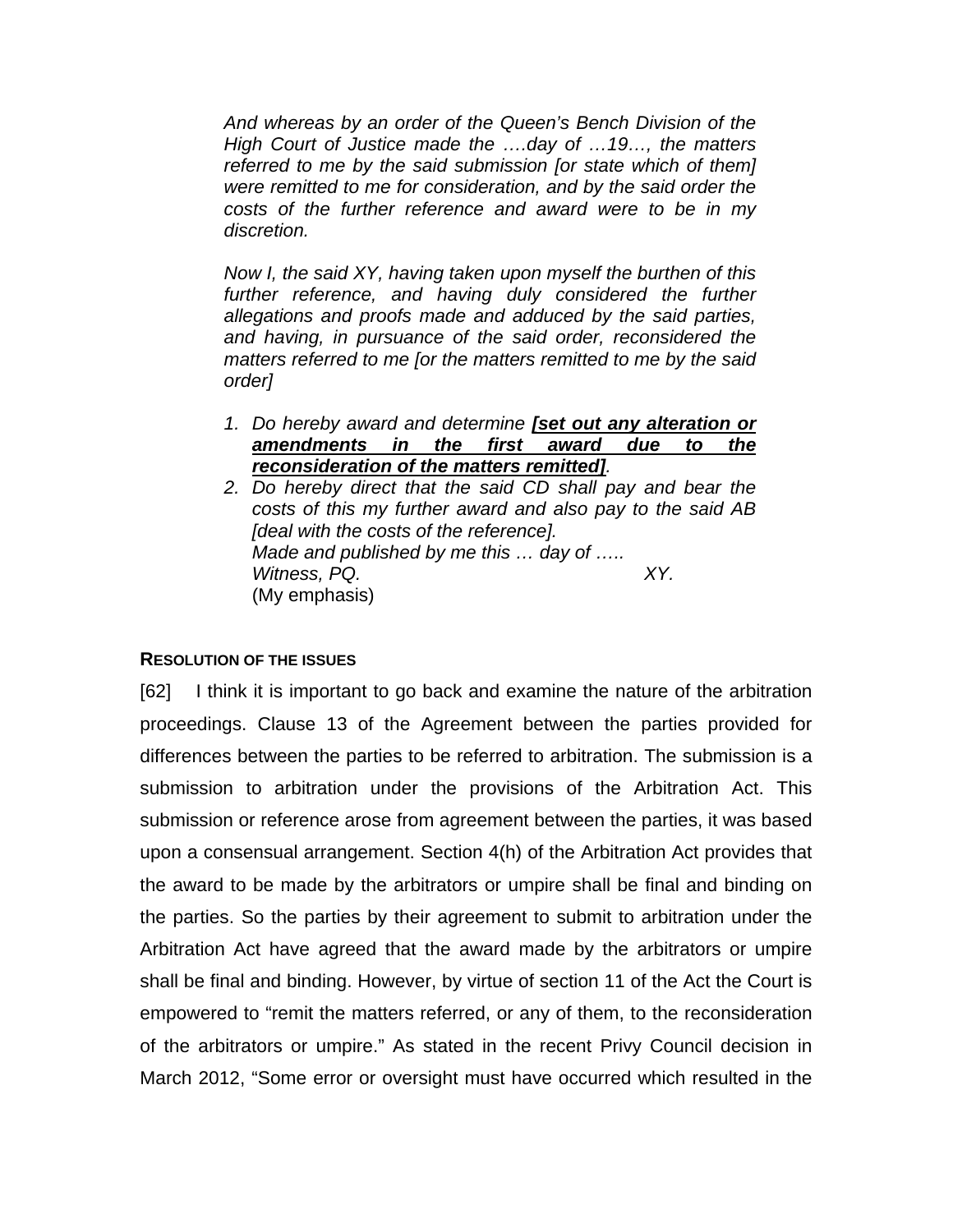*And whereas by an order of the Queen's Bench Division of the High Court of Justice made the ….day of …19…, the matters referred to me by the said submission [or state which of them] were remitted to me for consideration, and by the said order the costs of the further reference and award were to be in my discretion.*

*Now I, the said XY, having taken upon myself the burthen of this further reference, and having duly considered the further allegations and proofs made and adduced by the said parties, and having, in pursuance of the said order, reconsidered the matters referred to me [or the matters remitted to me by the said order]*

1. *Do hereby award and determine **[set out any alteration or amendments in the first award due to the reconsideration of the matters remitted]**.*
2. *Do hereby direct that the said CD shall pay and bear the costs of this my further award and also pay to the said AB [deal with the costs of the reference].*
   *Made and published by me this … day of …..*
   *Witness, PQ.* *XY.*
   (My emphasis)

**RESOLUTION OF THE ISSUES**

[62] I think it is important to go back and examine the nature of the arbitration proceedings. Clause 13 of the Agreement between the parties provided for differences between the parties to be referred to arbitration. The submission is a submission to arbitration under the provisions of the Arbitration Act. This submission or reference arose from agreement between the parties, it was based upon a consensual arrangement. Section 4(h) of the Arbitration Act provides that the award to be made by the arbitrators or umpire shall be final and binding on the parties. So the parties by their agreement to submit to arbitration under the Arbitration Act have agreed that the award made by the arbitrators or umpire shall be final and binding. However, by virtue of section 11 of the Act the Court is empowered to "remit the matters referred, or any of them, to the reconsideration of the arbitrators or umpire." As stated in the recent Privy Council decision in March 2012, "Some error or oversight must have occurred which resulted in the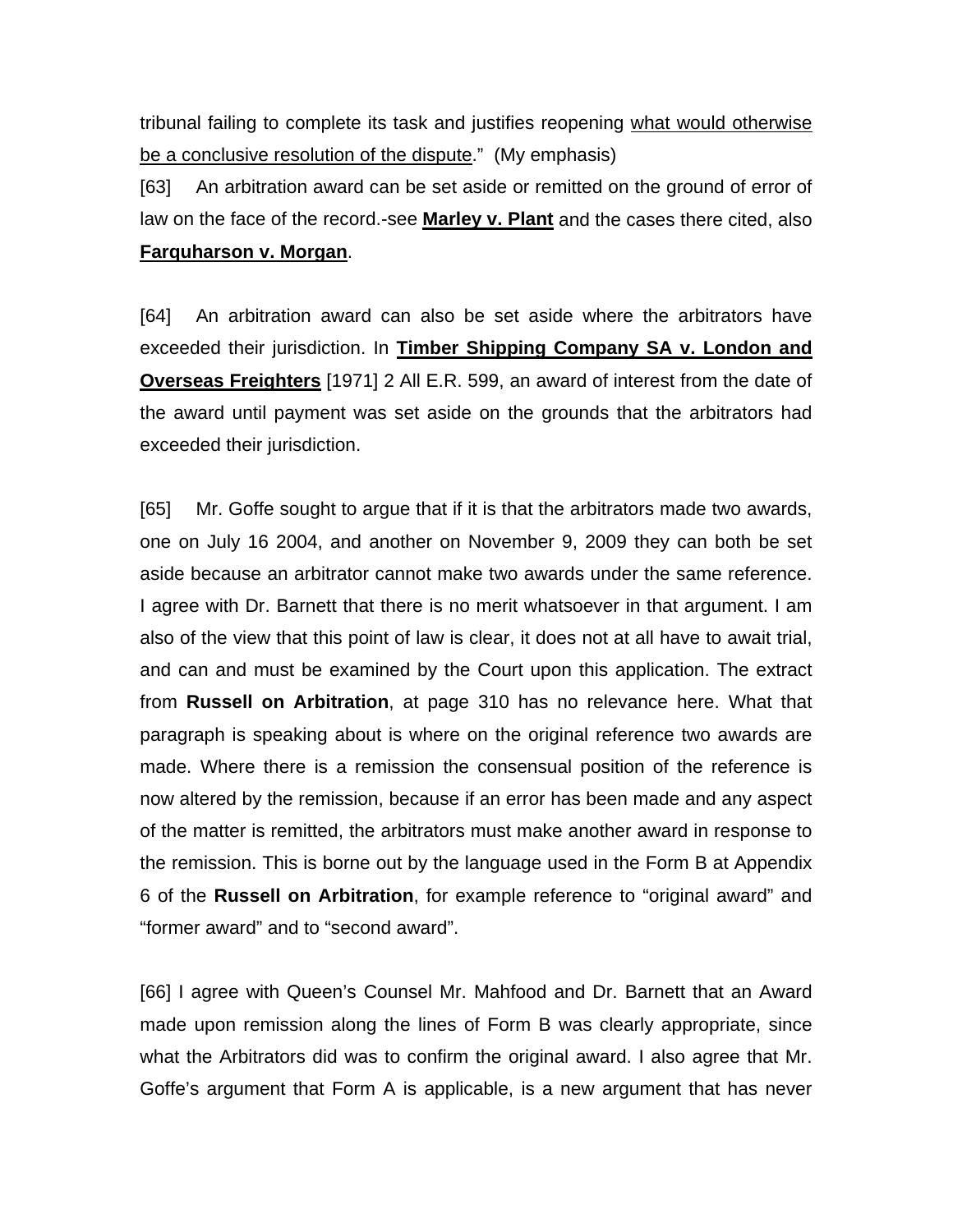tribunal failing to complete its task and justifies reopening <u>what would otherwise be a conclusive resolution of the dispute</u>." (My emphasis)

[63] An arbitration award can be set aside or remitted on the ground of error of law on the face of the record.-see **<u>Marley v. Plant</u>** and the cases there cited, also **<u>Farquharson v. Morgan</u>**.

[64] An arbitration award can also be set aside where the arbitrators have exceeded their jurisdiction. In **<u>Timber Shipping Company SA v. London and Overseas Freighters</u>** [1971] 2 All E.R. 599, an award of interest from the date of the award until payment was set aside on the grounds that the arbitrators had exceeded their jurisdiction.

[65] Mr. Goffe sought to argue that if it is that the arbitrators made two awards, one on July 16 2004, and another on November 9, 2009 they can both be set aside because an arbitrator cannot make two awards under the same reference. I agree with Dr. Barnett that there is no merit whatsoever in that argument. I am also of the view that this point of law is clear, it does not at all have to await trial, and can and must be examined by the Court upon this application. The extract from **Russell on Arbitration**, at page 310 has no relevance here. What that paragraph is speaking about is where on the original reference two awards are made. Where there is a remission the consensual position of the reference is now altered by the remission, because if an error has been made and any aspect of the matter is remitted, the arbitrators must make another award in response to the remission. This is borne out by the language used in the Form B at Appendix 6 of the **Russell on Arbitration**, for example reference to "original award" and "former award" and to "second award".

[66] I agree with Queen's Counsel Mr. Mahfood and Dr. Barnett that an Award made upon remission along the lines of Form B was clearly appropriate, since what the Arbitrators did was to confirm the original award. I also agree that Mr. Goffe's argument that Form A is applicable, is a new argument that has never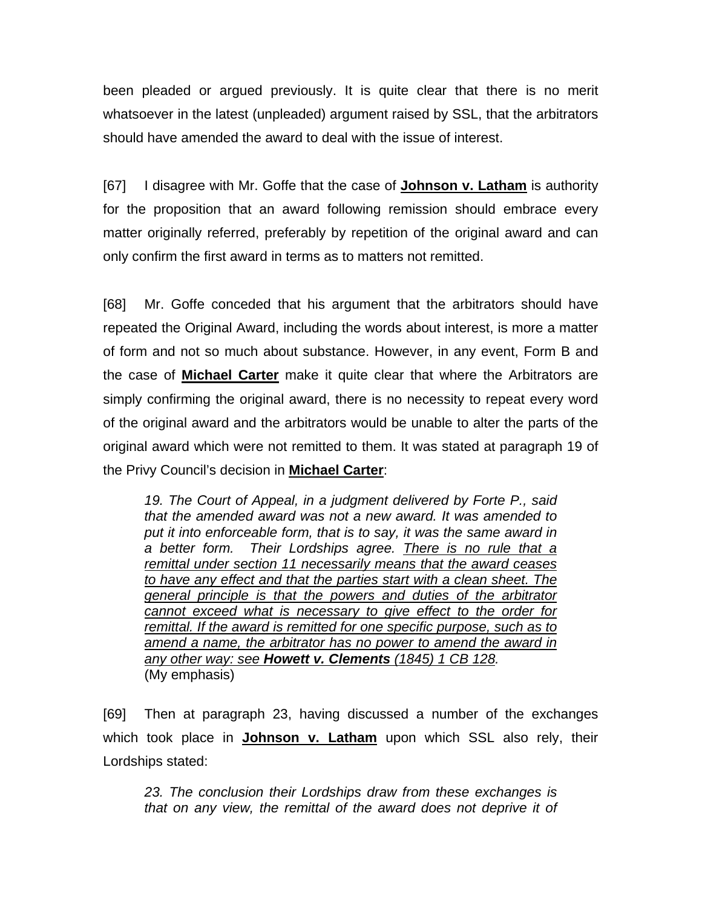been pleaded or argued previously. It is quite clear that there is no merit whatsoever in the latest (unpleaded) argument raised by SSL, that the arbitrators should have amended the award to deal with the issue of interest.

[67] I disagree with Mr. Goffe that the case of **Johnson v. Latham** is authority for the proposition that an award following remission should embrace every matter originally referred, preferably by repetition of the original award and can only confirm the first award in terms as to matters not remitted.

[68] Mr. Goffe conceded that his argument that the arbitrators should have repeated the Original Award, including the words about interest, is more a matter of form and not so much about substance. However, in any event, Form B and the case of **Michael Carter** make it quite clear that where the Arbitrators are simply confirming the original award, there is no necessity to repeat every word of the original award and the arbitrators would be unable to alter the parts of the original award which were not remitted to them. It was stated at paragraph 19 of the Privy Council's decision in **Michael Carter**:

> *19. The Court of Appeal, in a judgment delivered by Forte P., said that the amended award was not a new award. It was amended to put it into enforceable form, that is to say, it was the same award in a better form. Their Lordships agree. There is no rule that a remittal under section 11 necessarily means that the award ceases to have any effect and that the parties start with a clean sheet. The general principle is that the powers and duties of the arbitrator cannot exceed what is necessary to give effect to the order for remittal. If the award is remitted for one specific purpose, such as to amend a name, the arbitrator has no power to amend the award in any other way: see **Howett v. Clements** (1845) 1 CB 128.*
> (My emphasis)

[69] Then at paragraph 23, having discussed a number of the exchanges which took place in **Johnson v. Latham** upon which SSL also rely, their Lordships stated:

> *23. The conclusion their Lordships draw from these exchanges is that on any view, the remittal of the award does not deprive it of*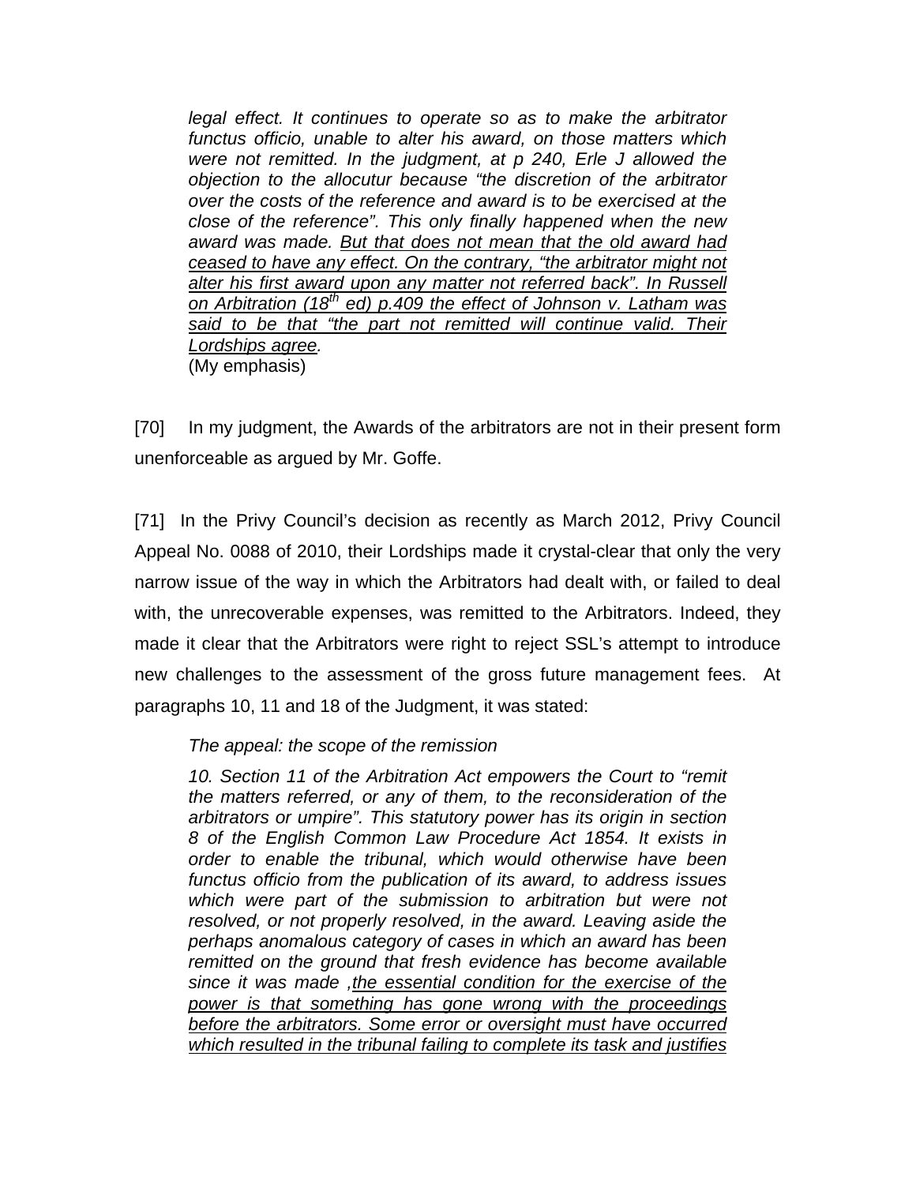> *legal effect. It continues to operate so as to make the arbitrator functus officio, unable to alter his award, on those matters which were not remitted. In the judgment, at p 240, Erle J allowed the objection to the allocutur because "the discretion of the arbitrator over the costs of the reference and award is to be exercised at the close of the reference". This only finally happened when the new award was made. <u>But that does not mean that the old award had ceased to have any effect. On the contrary, "the arbitrator might not alter his first award upon any matter not referred back". In Russell on Arbitration (18th ed) p.409 the effect of Johnson v. Latham was said to be that "the part not remitted will continue valid. Their Lordships agree</u>.*
>
> (My emphasis)

[70] In my judgment, the Awards of the arbitrators are not in their present form unenforceable as argued by Mr. Goffe.

[71] In the Privy Council's decision as recently as March 2012, Privy Council Appeal No. 0088 of 2010, their Lordships made it crystal-clear that only the very narrow issue of the way in which the Arbitrators had dealt with, or failed to deal with, the unrecoverable expenses, was remitted to the Arbitrators. Indeed, they made it clear that the Arbitrators were right to reject SSL's attempt to introduce new challenges to the assessment of the gross future management fees. At paragraphs 10, 11 and 18 of the Judgment, it was stated:

> *The appeal: the scope of the remission*
>
> *10. Section 11 of the Arbitration Act empowers the Court to "remit the matters referred, or any of them, to the reconsideration of the arbitrators or umpire". This statutory power has its origin in section 8 of the English Common Law Procedure Act 1854. It exists in order to enable the tribunal, which would otherwise have been functus officio from the publication of its award, to address issues which were part of the submission to arbitration but were not resolved, or not properly resolved, in the award. Leaving aside the perhaps anomalous category of cases in which an award has been remitted on the ground that fresh evidence has become available since it was made ,<u>the essential condition for the exercise of the power is that something has gone wrong with the proceedings before the arbitrators. Some error or oversight must have occurred which resulted in the tribunal failing to complete its task and justifies</u>*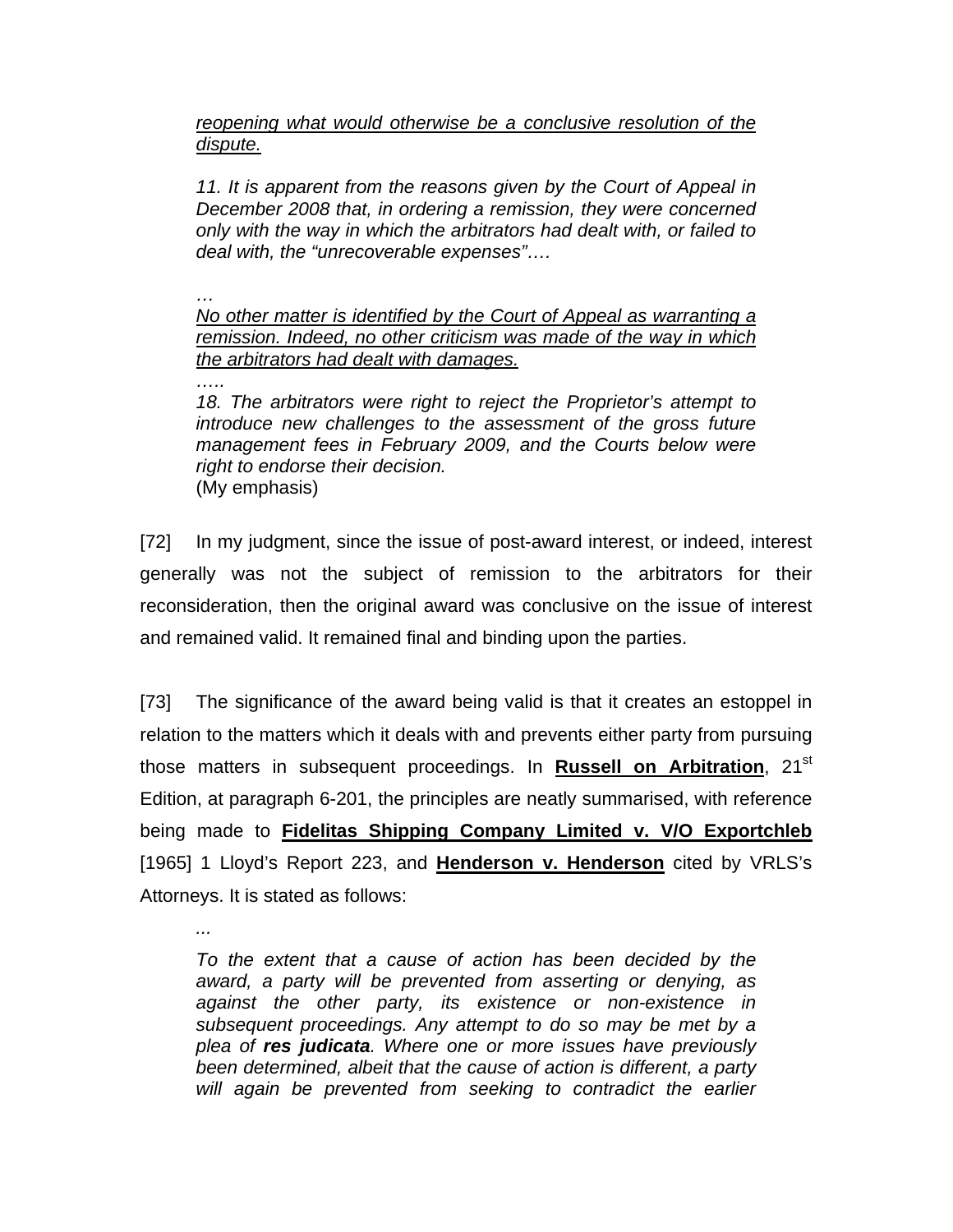> *reopening what would otherwise be a conclusive resolution of the dispute.*
>
> *11. It is apparent from the reasons given by the Court of Appeal in December 2008 that, in ordering a remission, they were concerned only with the way in which the arbitrators had dealt with, or failed to deal with, the "unrecoverable expenses"….*
>
> *…*
>
> *No other matter is identified by the Court of Appeal as warranting a remission. Indeed, no other criticism was made of the way in which the arbitrators had dealt with damages.*
>
> *…..*
>
> *18. The arbitrators were right to reject the Proprietor's attempt to introduce new challenges to the assessment of the gross future management fees in February 2009, and the Courts below were right to endorse their decision.*
>
> (My emphasis)

[72] In my judgment, since the issue of post-award interest, or indeed, interest generally was not the subject of remission to the arbitrators for their reconsideration, then the original award was conclusive on the issue of interest and remained valid. It remained final and binding upon the parties.

[73] The significance of the award being valid is that it creates an estoppel in relation to the matters which it deals with and prevents either party from pursuing those matters in subsequent proceedings. In **Russell on Arbitration**, 21st Edition, at paragraph 6-201, the principles are neatly summarised, with reference being made to **Fidelitas Shipping Company Limited v. V/O Exportchleb** [1965] 1 Lloyd's Report 223, and **Henderson v. Henderson** cited by VRLS's Attorneys. It is stated as follows:

> *...*
>
> *To the extent that a cause of action has been decided by the award, a party will be prevented from asserting or denying, as against the other party, its existence or non-existence in subsequent proceedings. Any attempt to do so may be met by a plea of* ***res judicata****. Where one or more issues have previously been determined, albeit that the cause of action is different, a party will again be prevented from seeking to contradict the earlier*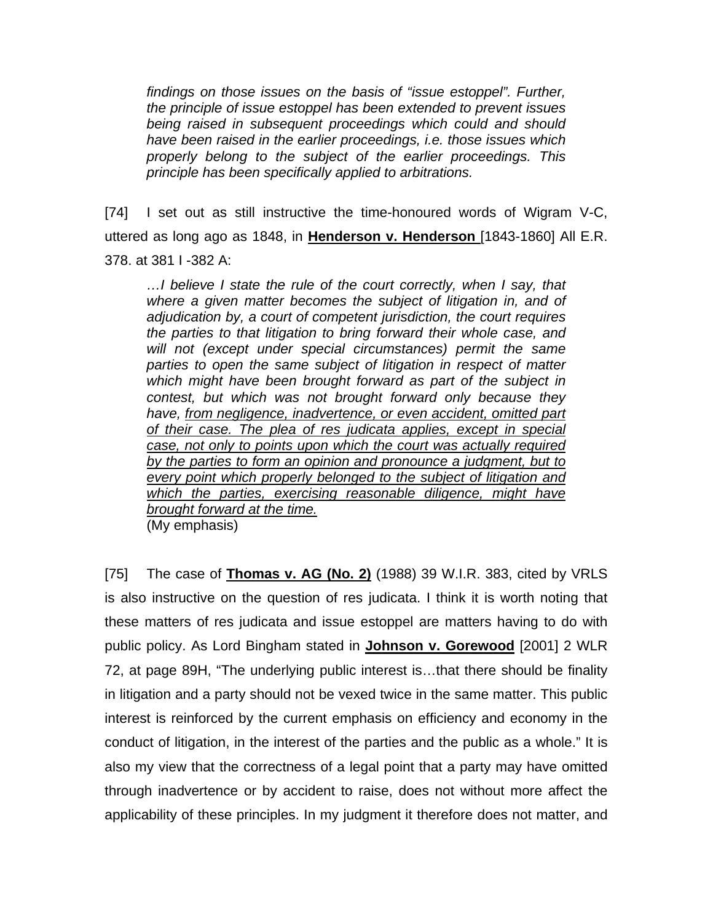> *findings on those issues on the basis of "issue estoppel". Further, the principle of issue estoppel has been extended to prevent issues being raised in subsequent proceedings which could and should have been raised in the earlier proceedings, i.e. those issues which properly belong to the subject of the earlier proceedings. This principle has been specifically applied to arbitrations.*

[74] I set out as still instructive the time-honoured words of Wigram V-C, uttered as long ago as 1848, in **Henderson v. Henderson** [1843-1860] All E.R. 378. at 381 I -382 A:

> *…I believe I state the rule of the court correctly, when I say, that where a given matter becomes the subject of litigation in, and of adjudication by, a court of competent jurisdiction, the court requires the parties to that litigation to bring forward their whole case, and will not (except under special circumstances) permit the same parties to open the same subject of litigation in respect of matter which might have been brought forward as part of the subject in contest, but which was not brought forward only because they have, <u>from negligence, inadvertence, or even accident, omitted part of their case. The plea of res judicata applies, except in special case, not only to points upon which the court was actually required by the parties to form an opinion and pronounce a judgment, but to every point which properly belonged to the subject of litigation and which the parties, exercising reasonable diligence, might have brought forward at the time.</u>*
> (My emphasis)

[75] The case of **Thomas v. AG (No. 2)** (1988) 39 W.I.R. 383, cited by VRLS is also instructive on the question of res judicata. I think it is worth noting that these matters of res judicata and issue estoppel are matters having to do with public policy. As Lord Bingham stated in **Johnson v. Gorewood** [2001] 2 WLR 72, at page 89H, "The underlying public interest is…that there should be finality in litigation and a party should not be vexed twice in the same matter. This public interest is reinforced by the current emphasis on efficiency and economy in the conduct of litigation, in the interest of the parties and the public as a whole." It is also my view that the correctness of a legal point that a party may have omitted through inadvertence or by accident to raise, does not without more affect the applicability of these principles. In my judgment it therefore does not matter, and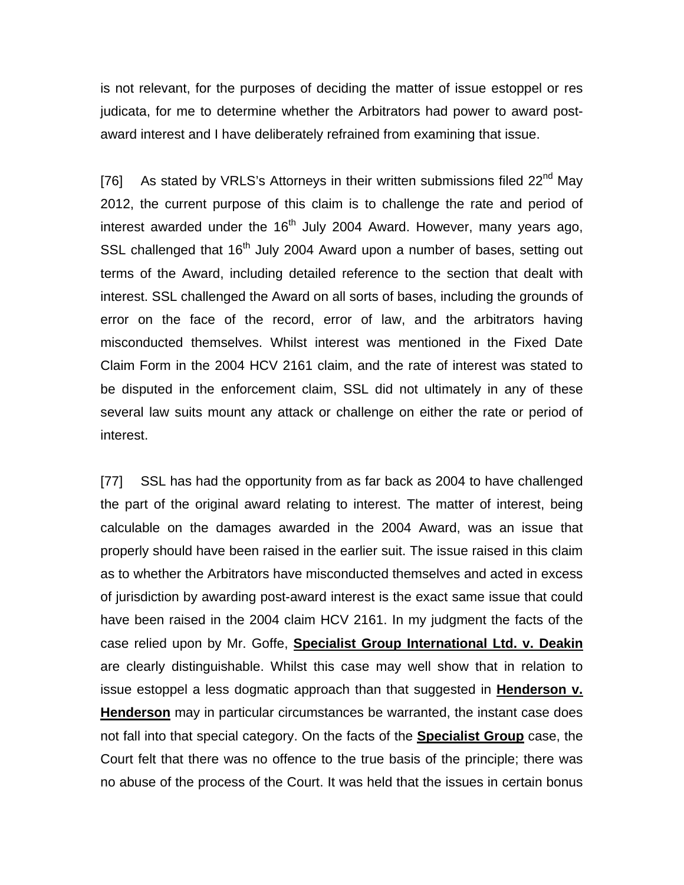is not relevant, for the purposes of deciding the matter of issue estoppel or res judicata, for me to determine whether the Arbitrators had power to award post-award interest and I have deliberately refrained from examining that issue.

[76] As stated by VRLS's Attorneys in their written submissions filed 22nd May 2012, the current purpose of this claim is to challenge the rate and period of interest awarded under the 16th July 2004 Award. However, many years ago, SSL challenged that 16th July 2004 Award upon a number of bases, setting out terms of the Award, including detailed reference to the section that dealt with interest. SSL challenged the Award on all sorts of bases, including the grounds of error on the face of the record, error of law, and the arbitrators having misconducted themselves. Whilst interest was mentioned in the Fixed Date Claim Form in the 2004 HCV 2161 claim, and the rate of interest was stated to be disputed in the enforcement claim, SSL did not ultimately in any of these several law suits mount any attack or challenge on either the rate or period of interest.

[77] SSL has had the opportunity from as far back as 2004 to have challenged the part of the original award relating to interest. The matter of interest, being calculable on the damages awarded in the 2004 Award, was an issue that properly should have been raised in the earlier suit. The issue raised in this claim as to whether the Arbitrators have misconducted themselves and acted in excess of jurisdiction by awarding post-award interest is the exact same issue that could have been raised in the 2004 claim HCV 2161. In my judgment the facts of the case relied upon by Mr. Goffe, **Specialist Group International Ltd. v. Deakin** are clearly distinguishable. Whilst this case may well show that in relation to issue estoppel a less dogmatic approach than that suggested in **Henderson v. Henderson** may in particular circumstances be warranted, the instant case does not fall into that special category. On the facts of the **Specialist Group** case, the Court felt that there was no offence to the true basis of the principle; there was no abuse of the process of the Court. It was held that the issues in certain bonus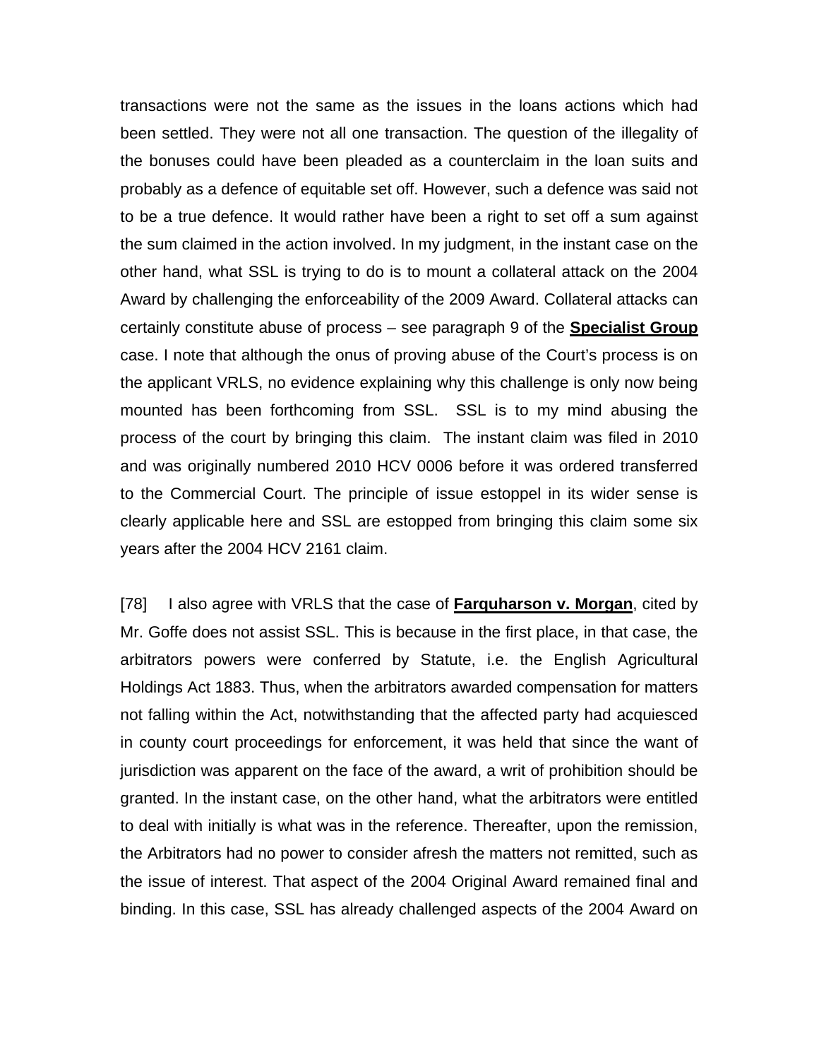transactions were not the same as the issues in the loans actions which had been settled. They were not all one transaction. The question of the illegality of the bonuses could have been pleaded as a counterclaim in the loan suits and probably as a defence of equitable set off. However, such a defence was said not to be a true defence. It would rather have been a right to set off a sum against the sum claimed in the action involved. In my judgment, in the instant case on the other hand, what SSL is trying to do is to mount a collateral attack on the 2004 Award by challenging the enforceability of the 2009 Award. Collateral attacks can certainly constitute abuse of process – see paragraph 9 of the **Specialist Group** case. I note that although the onus of proving abuse of the Court's process is on the applicant VRLS, no evidence explaining why this challenge is only now being mounted has been forthcoming from SSL. SSL is to my mind abusing the process of the court by bringing this claim. The instant claim was filed in 2010 and was originally numbered 2010 HCV 0006 before it was ordered transferred to the Commercial Court. The principle of issue estoppel in its wider sense is clearly applicable here and SSL are estopped from bringing this claim some six years after the 2004 HCV 2161 claim.

[78] I also agree with VRLS that the case of **Farquharson v. Morgan**, cited by Mr. Goffe does not assist SSL. This is because in the first place, in that case, the arbitrators powers were conferred by Statute, i.e. the English Agricultural Holdings Act 1883. Thus, when the arbitrators awarded compensation for matters not falling within the Act, notwithstanding that the affected party had acquiesced in county court proceedings for enforcement, it was held that since the want of jurisdiction was apparent on the face of the award, a writ of prohibition should be granted. In the instant case, on the other hand, what the arbitrators were entitled to deal with initially is what was in the reference. Thereafter, upon the remission, the Arbitrators had no power to consider afresh the matters not remitted, such as the issue of interest. That aspect of the 2004 Original Award remained final and binding. In this case, SSL has already challenged aspects of the 2004 Award on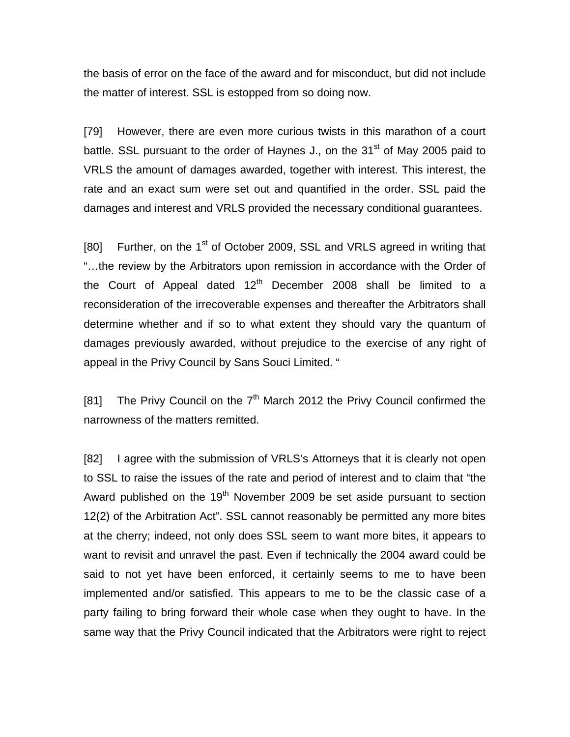the basis of error on the face of the award and for misconduct, but did not include the matter of interest. SSL is estopped from so doing now.

[79] However, there are even more curious twists in this marathon of a court battle. SSL pursuant to the order of Haynes J., on the 31st of May 2005 paid to VRLS the amount of damages awarded, together with interest. This interest, the rate and an exact sum were set out and quantified in the order. SSL paid the damages and interest and VRLS provided the necessary conditional guarantees.

[80] Further, on the 1st of October 2009, SSL and VRLS agreed in writing that "…the review by the Arbitrators upon remission in accordance with the Order of the Court of Appeal dated 12th December 2008 shall be limited to a reconsideration of the irrecoverable expenses and thereafter the Arbitrators shall determine whether and if so to what extent they should vary the quantum of damages previously awarded, without prejudice to the exercise of any right of appeal in the Privy Council by Sans Souci Limited. "

[81] The Privy Council on the 7th March 2012 the Privy Council confirmed the narrowness of the matters remitted.

[82] I agree with the submission of VRLS's Attorneys that it is clearly not open to SSL to raise the issues of the rate and period of interest and to claim that "the Award published on the 19th November 2009 be set aside pursuant to section 12(2) of the Arbitration Act". SSL cannot reasonably be permitted any more bites at the cherry; indeed, not only does SSL seem to want more bites, it appears to want to revisit and unravel the past. Even if technically the 2004 award could be said to not yet have been enforced, it certainly seems to me to have been implemented and/or satisfied. This appears to me to be the classic case of a party failing to bring forward their whole case when they ought to have. In the same way that the Privy Council indicated that the Arbitrators were right to reject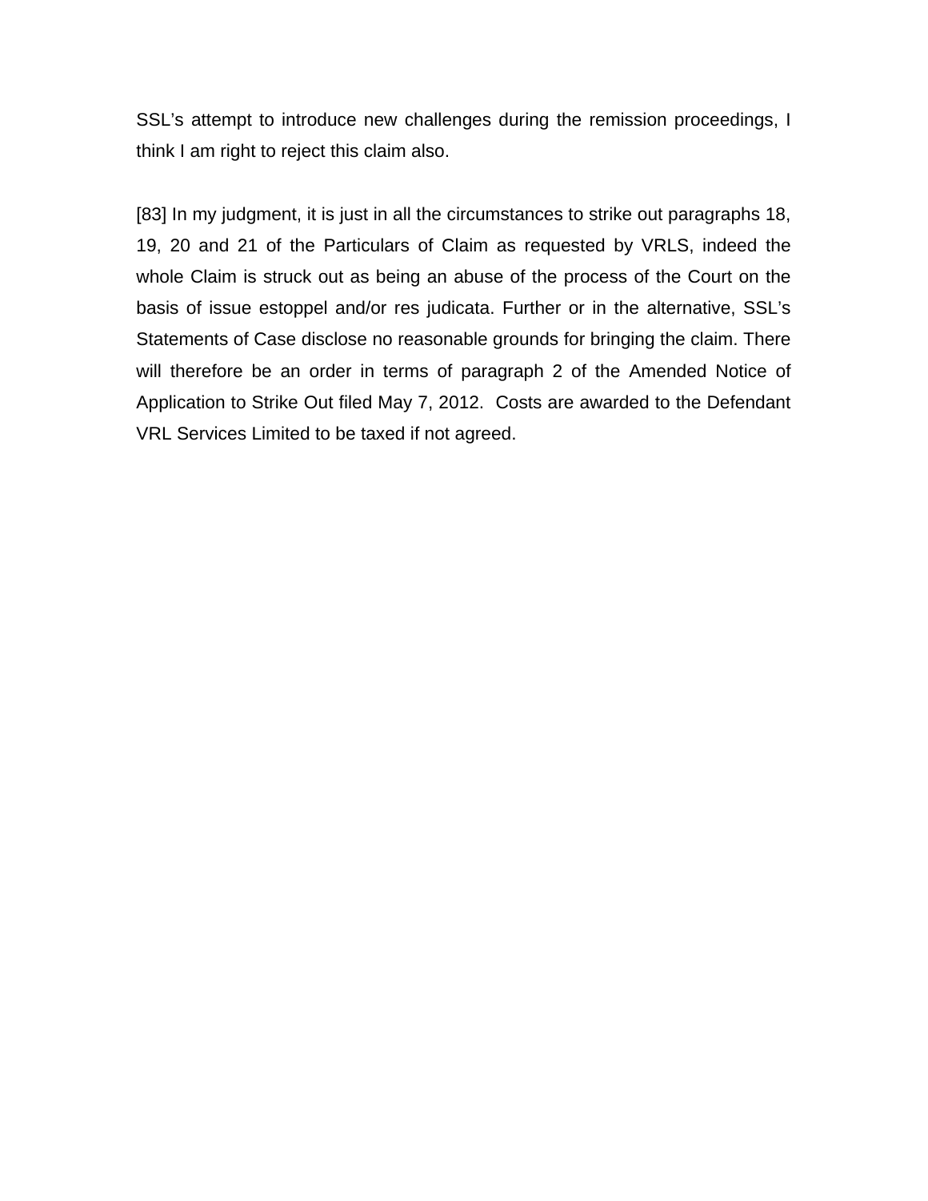SSL's attempt to introduce new challenges during the remission proceedings, I think I am right to reject this claim also.

[83] In my judgment, it is just in all the circumstances to strike out paragraphs 18, 19, 20 and 21 of the Particulars of Claim as requested by VRLS, indeed the whole Claim is struck out as being an abuse of the process of the Court on the basis of issue estoppel and/or res judicata. Further or in the alternative, SSL's Statements of Case disclose no reasonable grounds for bringing the claim. There will therefore be an order in terms of paragraph 2 of the Amended Notice of Application to Strike Out filed May 7, 2012. Costs are awarded to the Defendant VRL Services Limited to be taxed if not agreed.